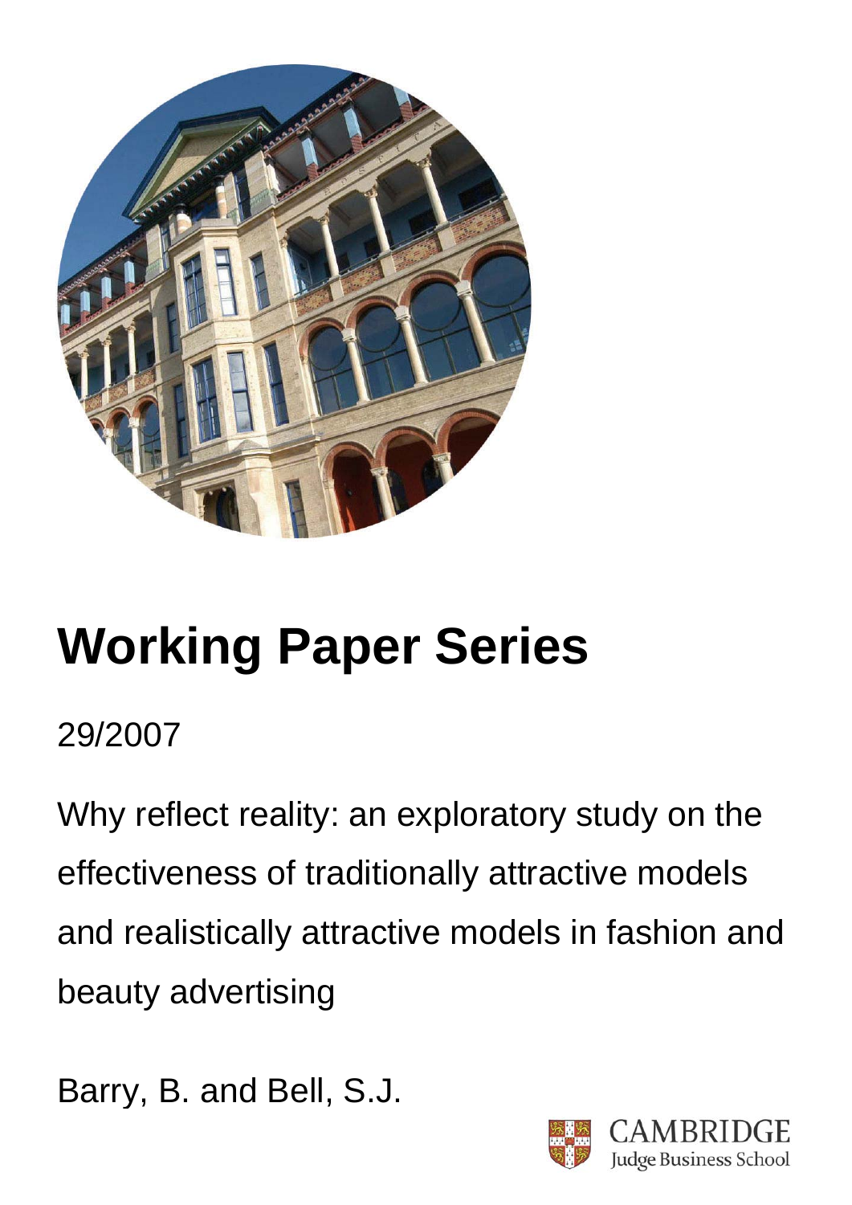# Working Paper Series

29/2007

Why reflect reality: an exploratory study on the effectiveness of traditionally attractive models and realistically attractive models in fashion and beauty advertising

Barry, B. and Bell, S.J.

CAMBRIDGE
Judge Business School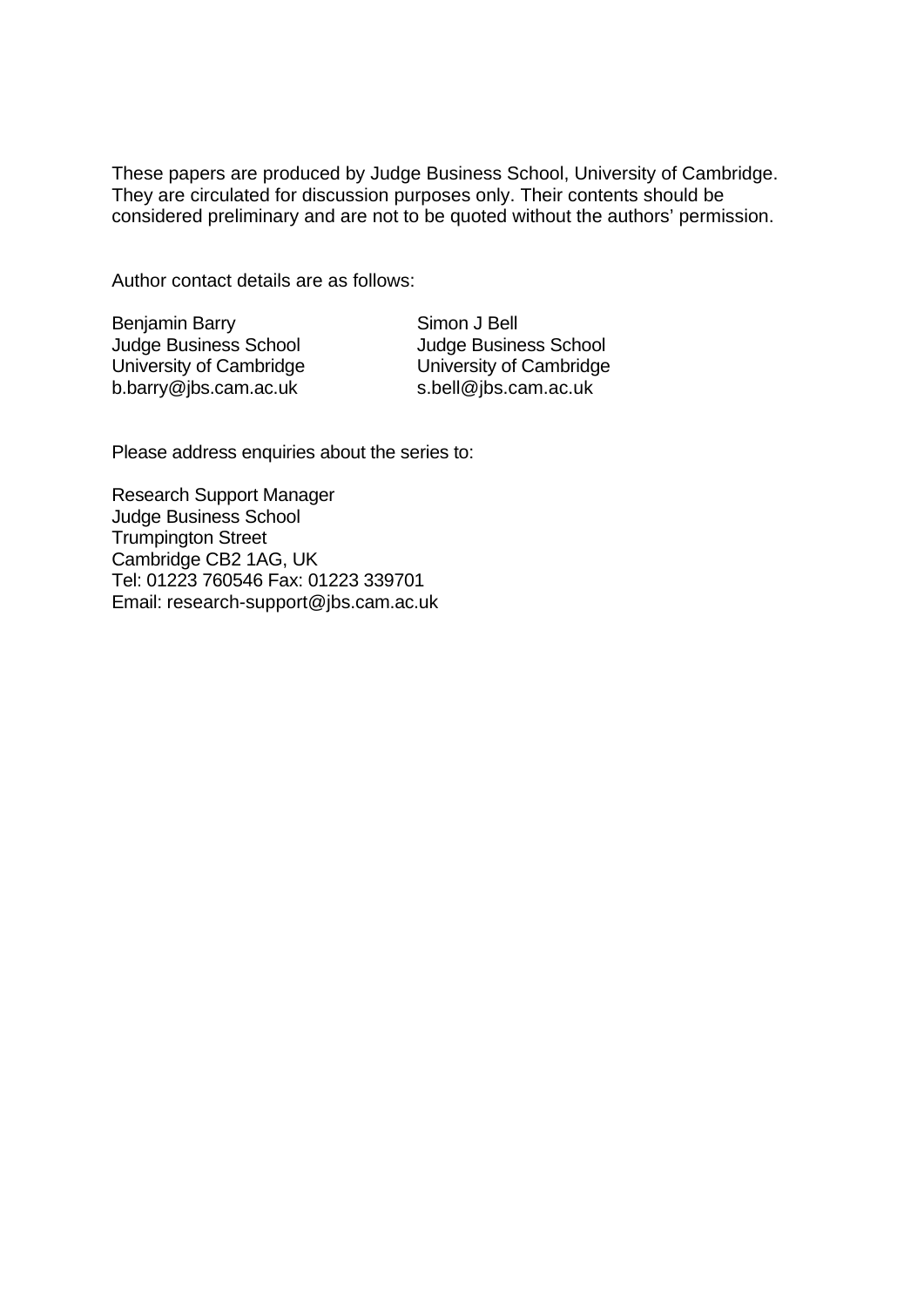These papers are produced by Judge Business School, University of Cambridge. They are circulated for discussion purposes only. Their contents should be considered preliminary and are not to be quoted without the authors' permission.

Author contact details are as follows:

Benjamin Barry
Judge Business School
University of Cambridge
b.barry@jbs.cam.ac.uk

Simon J Bell
Judge Business School
University of Cambridge
s.bell@jbs.cam.ac.uk

Please address enquiries about the series to:

Research Support Manager
Judge Business School
Trumpington Street
Cambridge CB2 1AG, UK
Tel: 01223 760546 Fax: 01223 339701
Email: research-support@jbs.cam.ac.uk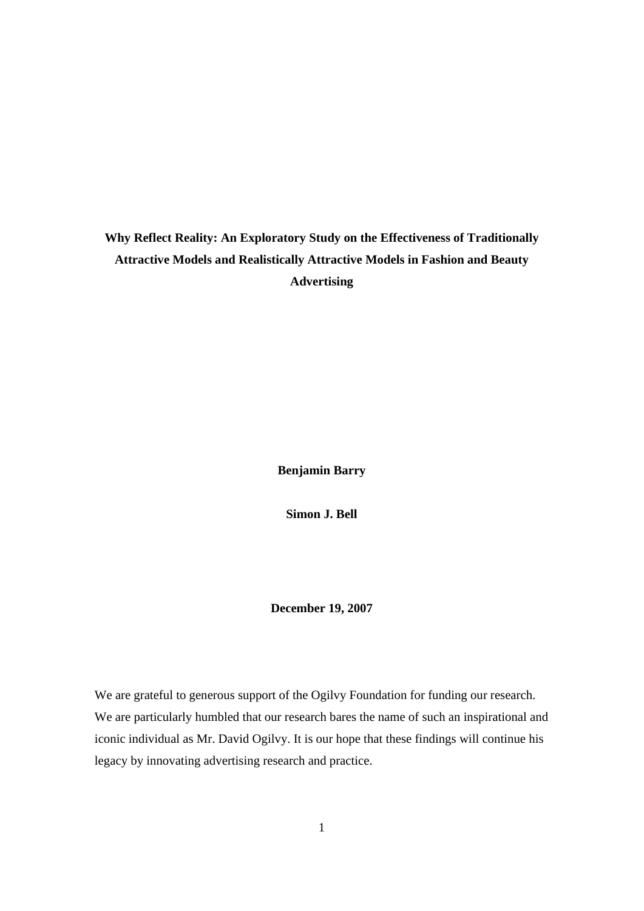**Why Reflect Reality: An Exploratory Study on the Effectiveness of Traditionally Attractive Models and Realistically Attractive Models in Fashion and Beauty Advertising**

**Benjamin Barry**

**Simon J. Bell**

**December 19, 2007**

We are grateful to generous support of the Ogilvy Foundation for funding our research. We are particularly humbled that our research bares the name of such an inspirational and iconic individual as Mr. David Ogilvy. It is our hope that these findings will continue his legacy by innovating advertising research and practice.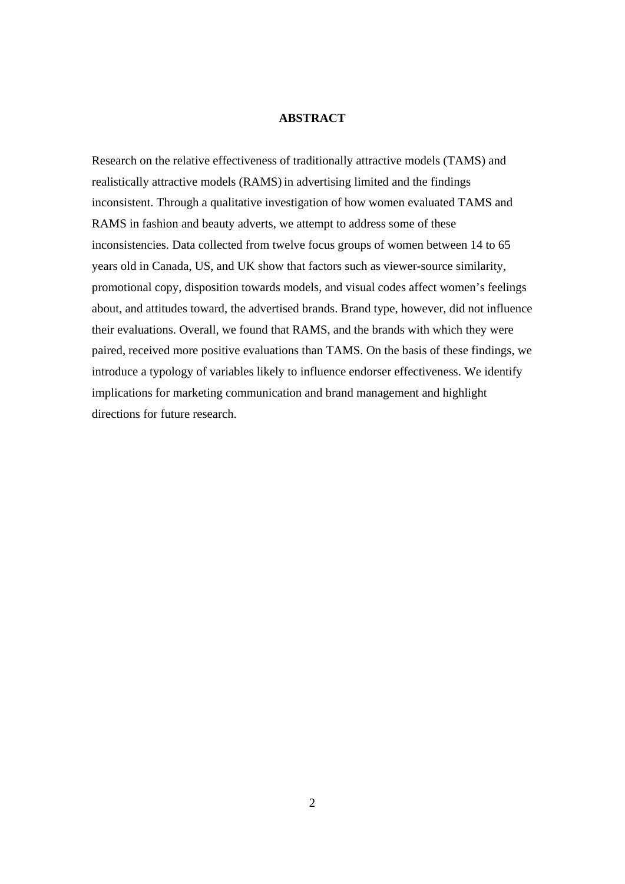**ABSTRACT**

Research on the relative effectiveness of traditionally attractive models (TAMS) and realistically attractive models (RAMS) in advertising limited and the findings inconsistent. Through a qualitative investigation of how women evaluated TAMS and RAMS in fashion and beauty adverts, we attempt to address some of these inconsistencies. Data collected from twelve focus groups of women between 14 to 65 years old in Canada, US, and UK show that factors such as viewer-source similarity, promotional copy, disposition towards models, and visual codes affect women's feelings about, and attitudes toward, the advertised brands. Brand type, however, did not influence their evaluations. Overall, we found that RAMS, and the brands with which they were paired, received more positive evaluations than TAMS. On the basis of these findings, we introduce a typology of variables likely to influence endorser effectiveness. We identify implications for marketing communication and brand management and highlight directions for future research.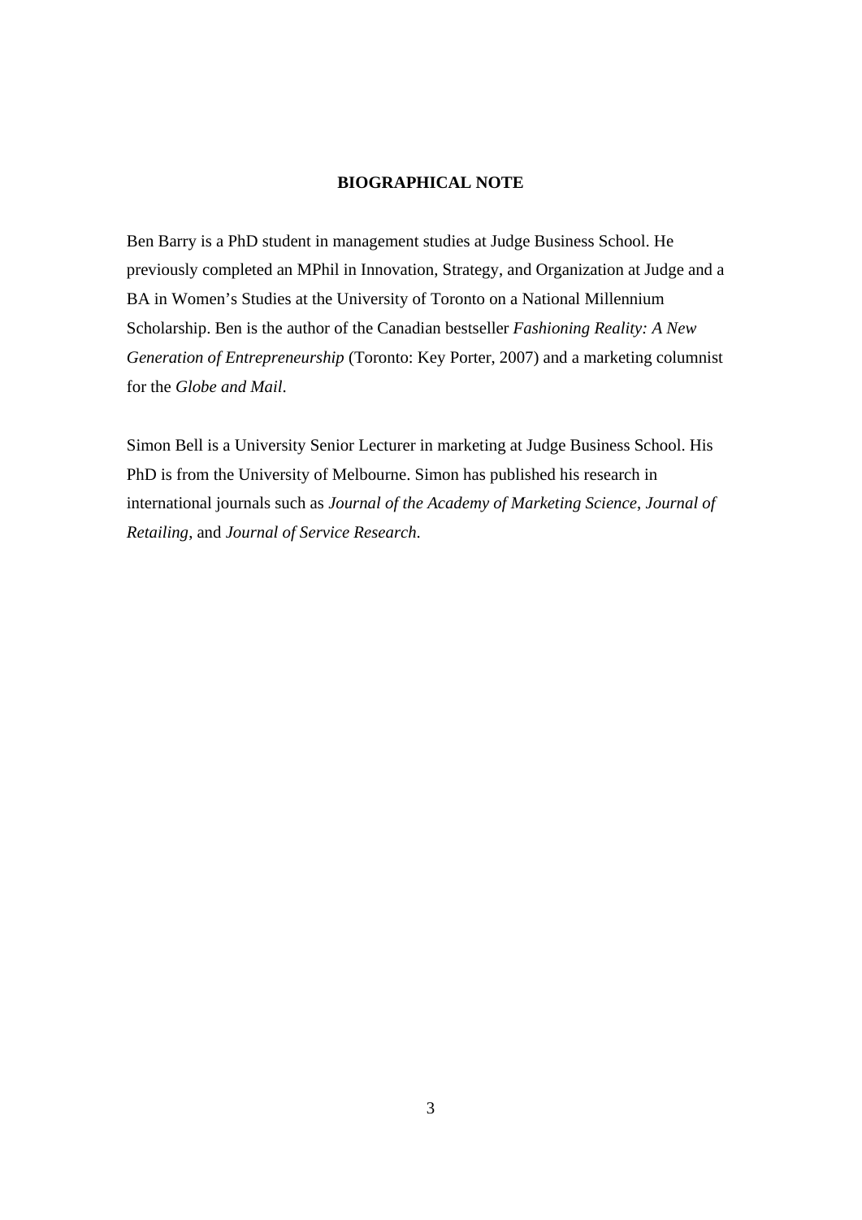## BIOGRAPHICAL NOTE

Ben Barry is a PhD student in management studies at Judge Business School. He previously completed an MPhil in Innovation, Strategy, and Organization at Judge and a BA in Women's Studies at the University of Toronto on a National Millennium Scholarship. Ben is the author of the Canadian bestseller *Fashioning Reality: A New Generation of Entrepreneurship* (Toronto: Key Porter, 2007) and a marketing columnist for the *Globe and Mail*.

Simon Bell is a University Senior Lecturer in marketing at Judge Business School. His PhD is from the University of Melbourne. Simon has published his research in international journals such as *Journal of the Academy of Marketing Science*, *Journal of Retailing*, and *Journal of Service Research*.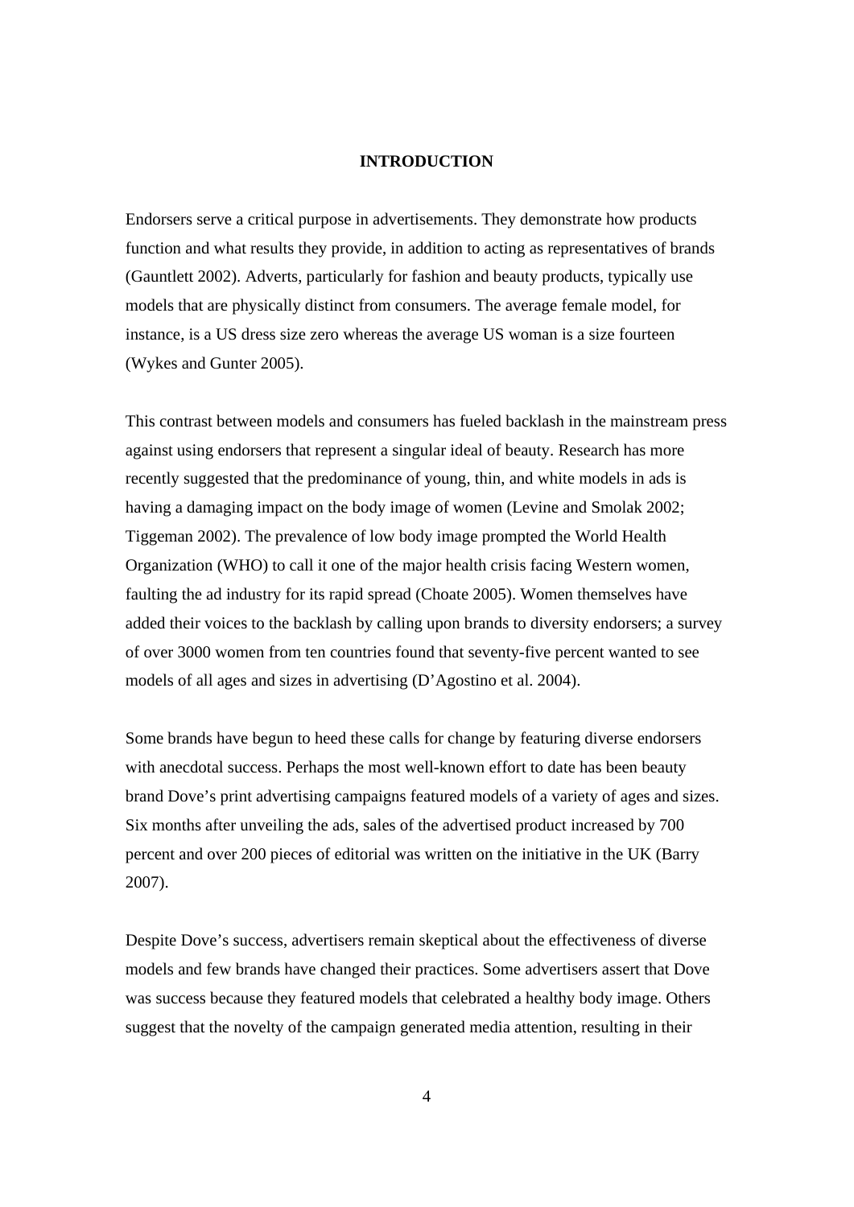# INTRODUCTION

Endorsers serve a critical purpose in advertisements. They demonstrate how products function and what results they provide, in addition to acting as representatives of brands (Gauntlett 2002). Adverts, particularly for fashion and beauty products, typically use models that are physically distinct from consumers. The average female model, for instance, is a US dress size zero whereas the average US woman is a size fourteen (Wykes and Gunter 2005).

This contrast between models and consumers has fueled backlash in the mainstream press against using endorsers that represent a singular ideal of beauty. Research has more recently suggested that the predominance of young, thin, and white models in ads is having a damaging impact on the body image of women (Levine and Smolak 2002; Tiggeman 2002). The prevalence of low body image prompted the World Health Organization (WHO) to call it one of the major health crisis facing Western women, faulting the ad industry for its rapid spread (Choate 2005). Women themselves have added their voices to the backlash by calling upon brands to diversity endorsers; a survey of over 3000 women from ten countries found that seventy-five percent wanted to see models of all ages and sizes in advertising (D'Agostino et al. 2004).

Some brands have begun to heed these calls for change by featuring diverse endorsers with anecdotal success. Perhaps the most well-known effort to date has been beauty brand Dove's print advertising campaigns featured models of a variety of ages and sizes. Six months after unveiling the ads, sales of the advertised product increased by 700 percent and over 200 pieces of editorial was written on the initiative in the UK (Barry 2007).

Despite Dove's success, advertisers remain skeptical about the effectiveness of diverse models and few brands have changed their practices. Some advertisers assert that Dove was success because they featured models that celebrated a healthy body image. Others suggest that the novelty of the campaign generated media attention, resulting in their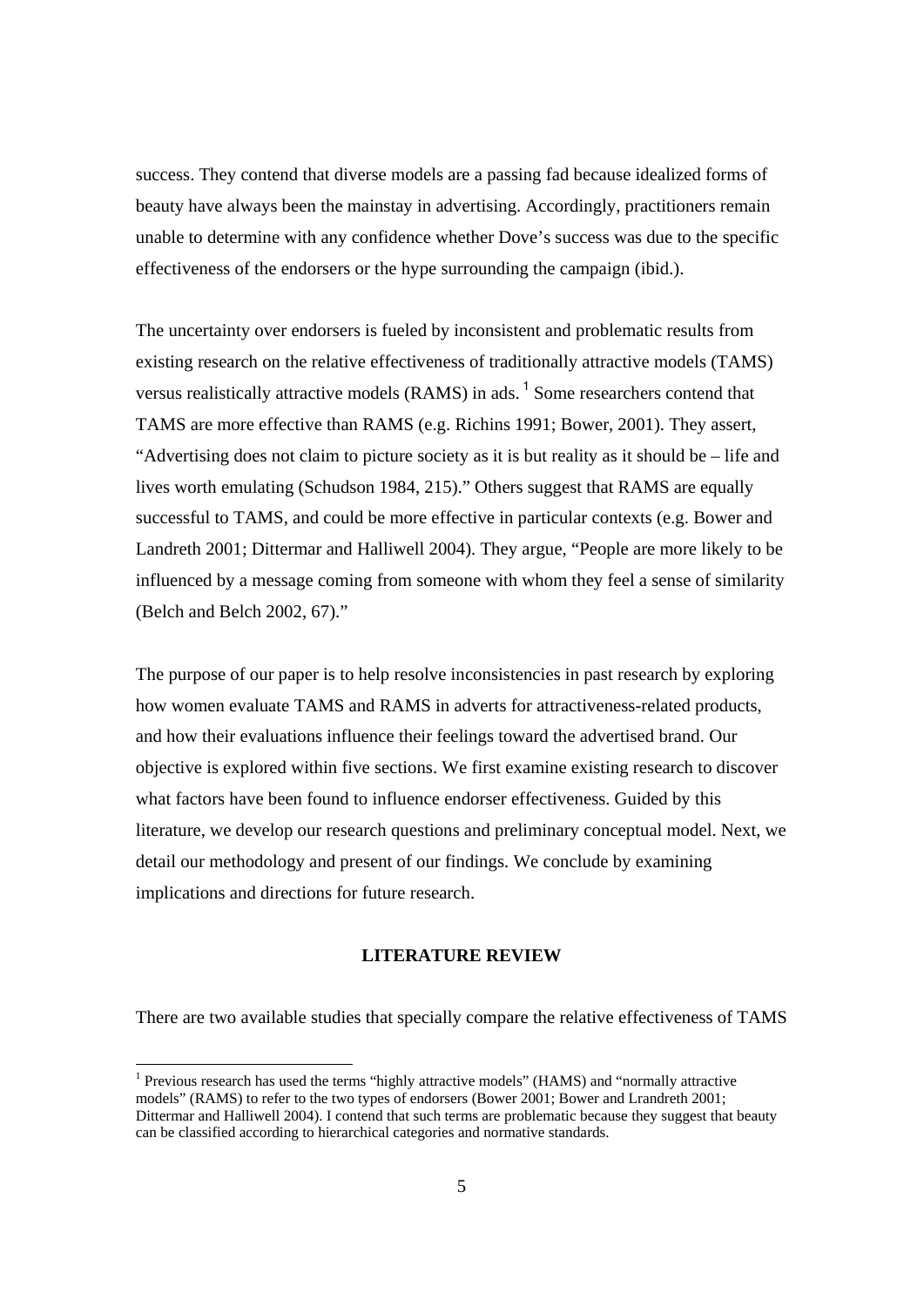success. They contend that diverse models are a passing fad because idealized forms of beauty have always been the mainstay in advertising. Accordingly, practitioners remain unable to determine with any confidence whether Dove's success was due to the specific effectiveness of the endorsers or the hype surrounding the campaign (ibid.).

The uncertainty over endorsers is fueled by inconsistent and problematic results from existing research on the relative effectiveness of traditionally attractive models (TAMS) versus realistically attractive models (RAMS) in ads. [1] Some researchers contend that TAMS are more effective than RAMS (e.g. Richins 1991; Bower, 2001). They assert, "Advertising does not claim to picture society as it is but reality as it should be – life and lives worth emulating (Schudson 1984, 215)." Others suggest that RAMS are equally successful to TAMS, and could be more effective in particular contexts (e.g. Bower and Landreth 2001; Dittermar and Halliwell 2004). They argue, "People are more likely to be influenced by a message coming from someone with whom they feel a sense of similarity (Belch and Belch 2002, 67)."

The purpose of our paper is to help resolve inconsistencies in past research by exploring how women evaluate TAMS and RAMS in adverts for attractiveness-related products, and how their evaluations influence their feelings toward the advertised brand. Our objective is explored within five sections. We first examine existing research to discover what factors have been found to influence endorser effectiveness. Guided by this literature, we develop our research questions and preliminary conceptual model. Next, we detail our methodology and present of our findings. We conclude by examining implications and directions for future research.

## LITERATURE REVIEW

There are two available studies that specially compare the relative effectiveness of TAMS

[1] Previous research has used the terms "highly attractive models" (HAMS) and "normally attractive models" (RAMS) to refer to the two types of endorsers (Bower 2001; Bower and Lrandreth 2001; Dittermar and Halliwell 2004). I contend that such terms are problematic because they suggest that beauty can be classified according to hierarchical categories and normative standards.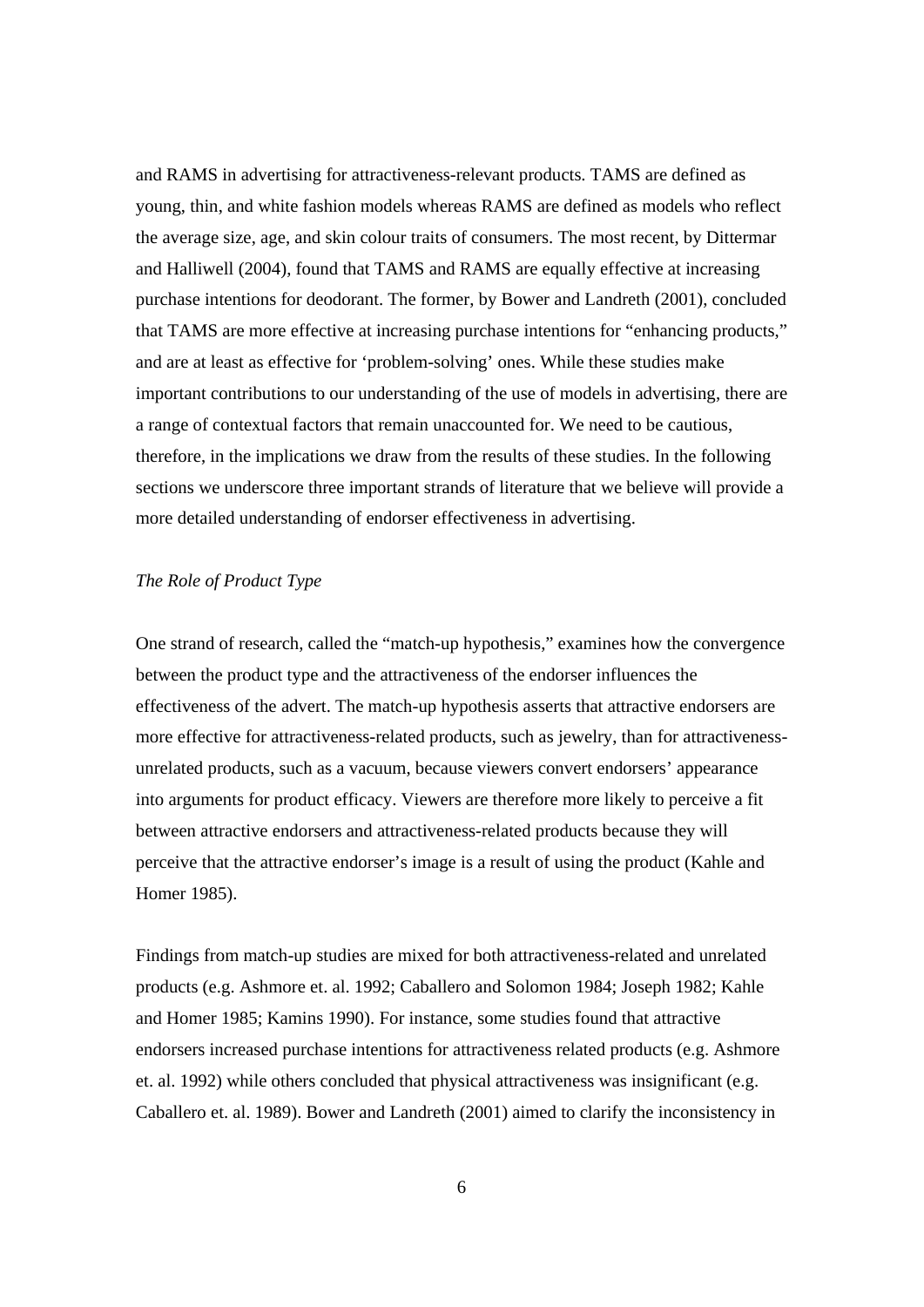and RAMS in advertising for attractiveness-relevant products. TAMS are defined as young, thin, and white fashion models whereas RAMS are defined as models who reflect the average size, age, and skin colour traits of consumers. The most recent, by Dittermar and Halliwell (2004), found that TAMS and RAMS are equally effective at increasing purchase intentions for deodorant. The former, by Bower and Landreth (2001), concluded that TAMS are more effective at increasing purchase intentions for "enhancing products," and are at least as effective for 'problem-solving' ones. While these studies make important contributions to our understanding of the use of models in advertising, there are a range of contextual factors that remain unaccounted for. We need to be cautious, therefore, in the implications we draw from the results of these studies. In the following sections we underscore three important strands of literature that we believe will provide a more detailed understanding of endorser effectiveness in advertising.

*The Role of Product Type*

One strand of research, called the "match-up hypothesis," examines how the convergence between the product type and the attractiveness of the endorser influences the effectiveness of the advert. The match-up hypothesis asserts that attractive endorsers are more effective for attractiveness-related products, such as jewelry, than for attractiveness-unrelated products, such as a vacuum, because viewers convert endorsers' appearance into arguments for product efficacy. Viewers are therefore more likely to perceive a fit between attractive endorsers and attractiveness-related products because they will perceive that the attractive endorser's image is a result of using the product (Kahle and Homer 1985).

Findings from match-up studies are mixed for both attractiveness-related and unrelated products (e.g. Ashmore et. al. 1992; Caballero and Solomon 1984; Joseph 1982; Kahle and Homer 1985; Kamins 1990). For instance, some studies found that attractive endorsers increased purchase intentions for attractiveness related products (e.g. Ashmore et. al. 1992) while others concluded that physical attractiveness was insignificant (e.g. Caballero et. al. 1989). Bower and Landreth (2001) aimed to clarify the inconsistency in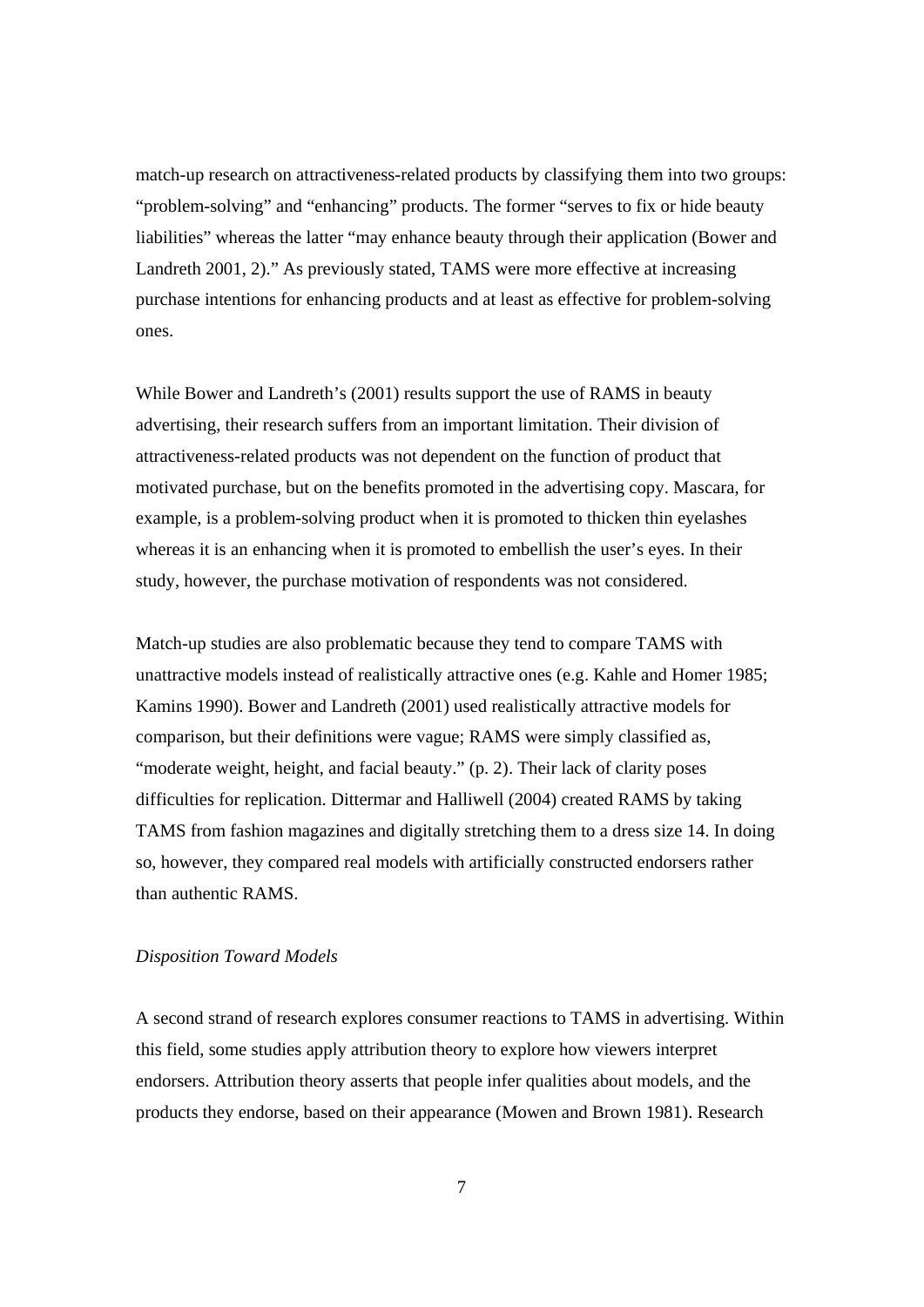match-up research on attractiveness-related products by classifying them into two groups: “problem-solving” and “enhancing” products. The former “serves to fix or hide beauty liabilities” whereas the latter “may enhance beauty through their application (Bower and Landreth 2001, 2).” As previously stated, TAMS were more effective at increasing purchase intentions for enhancing products and at least as effective for problem-solving ones.

While Bower and Landreth’s (2001) results support the use of RAMS in beauty advertising, their research suffers from an important limitation. Their division of attractiveness-related products was not dependent on the function of product that motivated purchase, but on the benefits promoted in the advertising copy. Mascara, for example, is a problem-solving product when it is promoted to thicken thin eyelashes whereas it is an enhancing when it is promoted to embellish the user’s eyes. In their study, however, the purchase motivation of respondents was not considered.

Match-up studies are also problematic because they tend to compare TAMS with unattractive models instead of realistically attractive ones (e.g. Kahle and Homer 1985; Kamins 1990). Bower and Landreth (2001) used realistically attractive models for comparison, but their definitions were vague; RAMS were simply classified as, “moderate weight, height, and facial beauty.” (p. 2). Their lack of clarity poses difficulties for replication. Dittermar and Halliwell (2004) created RAMS by taking TAMS from fashion magazines and digitally stretching them to a dress size 14. In doing so, however, they compared real models with artificially constructed endorsers rather than authentic RAMS.

*Disposition Toward Models*

A second strand of research explores consumer reactions to TAMS in advertising. Within this field, some studies apply attribution theory to explore how viewers interpret endorsers. Attribution theory asserts that people infer qualities about models, and the products they endorse, based on their appearance (Mowen and Brown 1981). Research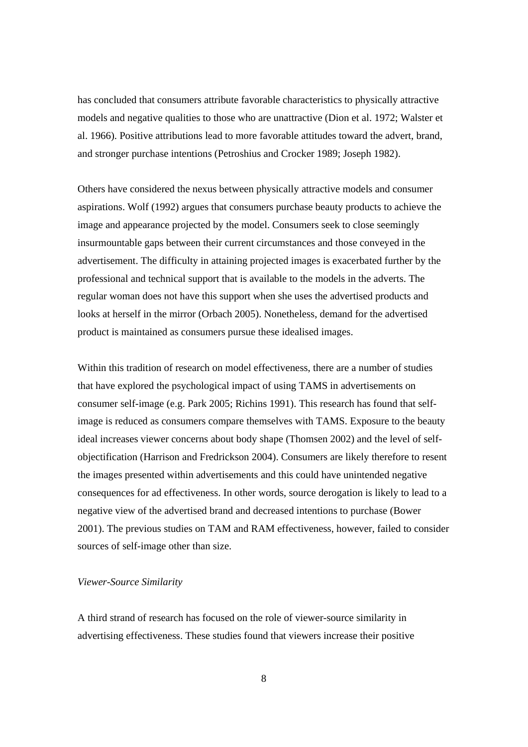has concluded that consumers attribute favorable characteristics to physically attractive models and negative qualities to those who are unattractive (Dion et al. 1972; Walster et al. 1966). Positive attributions lead to more favorable attitudes toward the advert, brand, and stronger purchase intentions (Petroshius and Crocker 1989; Joseph 1982).

Others have considered the nexus between physically attractive models and consumer aspirations. Wolf (1992) argues that consumers purchase beauty products to achieve the image and appearance projected by the model. Consumers seek to close seemingly insurmountable gaps between their current circumstances and those conveyed in the advertisement. The difficulty in attaining projected images is exacerbated further by the professional and technical support that is available to the models in the adverts. The regular woman does not have this support when she uses the advertised products and looks at herself in the mirror (Orbach 2005). Nonetheless, demand for the advertised product is maintained as consumers pursue these idealised images.

Within this tradition of research on model effectiveness, there are a number of studies that have explored the psychological impact of using TAMS in advertisements on consumer self-image (e.g. Park 2005; Richins 1991). This research has found that self-image is reduced as consumers compare themselves with TAMS. Exposure to the beauty ideal increases viewer concerns about body shape (Thomsen 2002) and the level of self-objectification (Harrison and Fredrickson 2004). Consumers are likely therefore to resent the images presented within advertisements and this could have unintended negative consequences for ad effectiveness. In other words, source derogation is likely to lead to a negative view of the advertised brand and decreased intentions to purchase (Bower 2001). The previous studies on TAM and RAM effectiveness, however, failed to consider sources of self-image other than size.

*Viewer-Source Similarity*

A third strand of research has focused on the role of viewer-source similarity in advertising effectiveness. These studies found that viewers increase their positive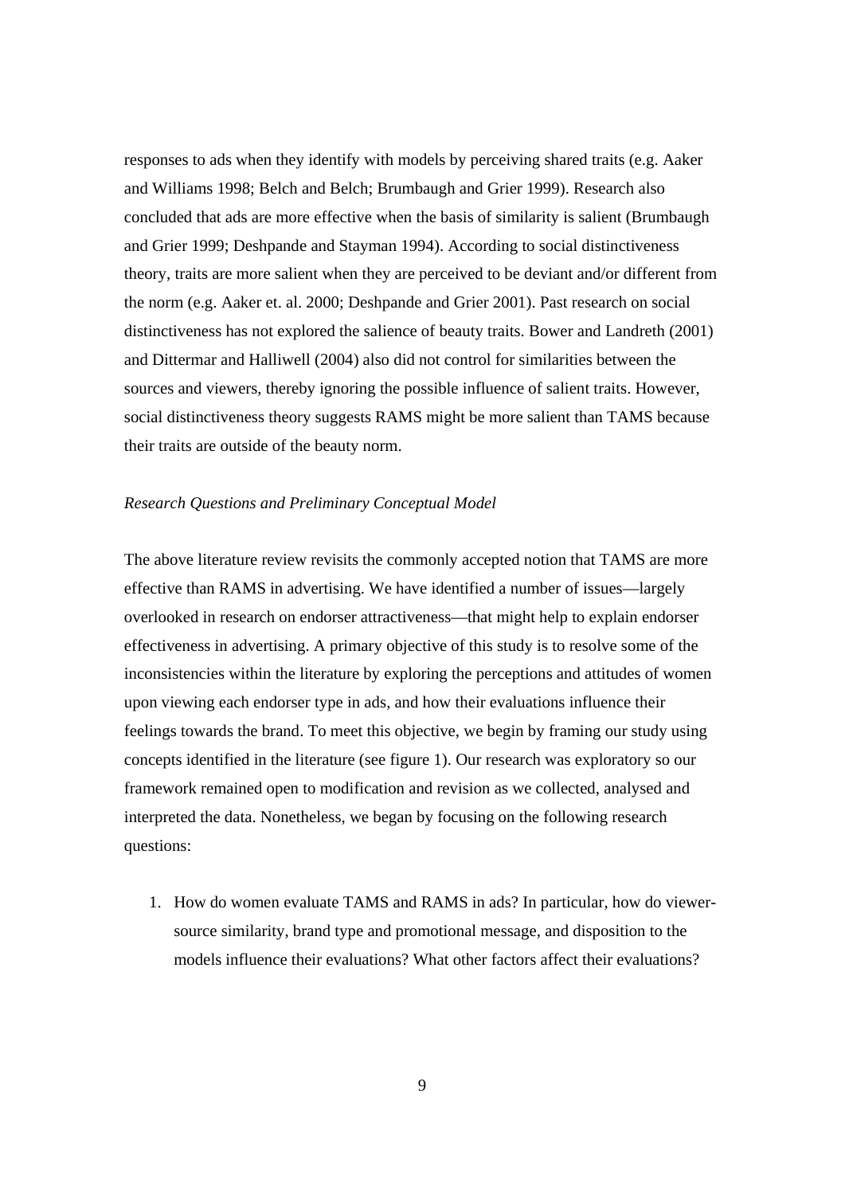responses to ads when they identify with models by perceiving shared traits (e.g. Aaker and Williams 1998; Belch and Belch; Brumbaugh and Grier 1999). Research also concluded that ads are more effective when the basis of similarity is salient (Brumbaugh and Grier 1999; Deshpande and Stayman 1994). According to social distinctiveness theory, traits are more salient when they are perceived to be deviant and/or different from the norm (e.g. Aaker et. al. 2000; Deshpande and Grier 2001). Past research on social distinctiveness has not explored the salience of beauty traits. Bower and Landreth (2001) and Dittermar and Halliwell (2004) also did not control for similarities between the sources and viewers, thereby ignoring the possible influence of salient traits. However, social distinctiveness theory suggests RAMS might be more salient than TAMS because their traits are outside of the beauty norm.

*Research Questions and Preliminary Conceptual Model*

The above literature review revisits the commonly accepted notion that TAMS are more effective than RAMS in advertising. We have identified a number of issues—largely overlooked in research on endorser attractiveness—that might help to explain endorser effectiveness in advertising. A primary objective of this study is to resolve some of the inconsistencies within the literature by exploring the perceptions and attitudes of women upon viewing each endorser type in ads, and how their evaluations influence their feelings towards the brand. To meet this objective, we begin by framing our study using concepts identified in the literature (see figure 1). Our research was exploratory so our framework remained open to modification and revision as we collected, analysed and interpreted the data. Nonetheless, we began by focusing on the following research questions:

1. How do women evaluate TAMS and RAMS in ads? In particular, how do viewer-source similarity, brand type and promotional message, and disposition to the models influence their evaluations? What other factors affect their evaluations?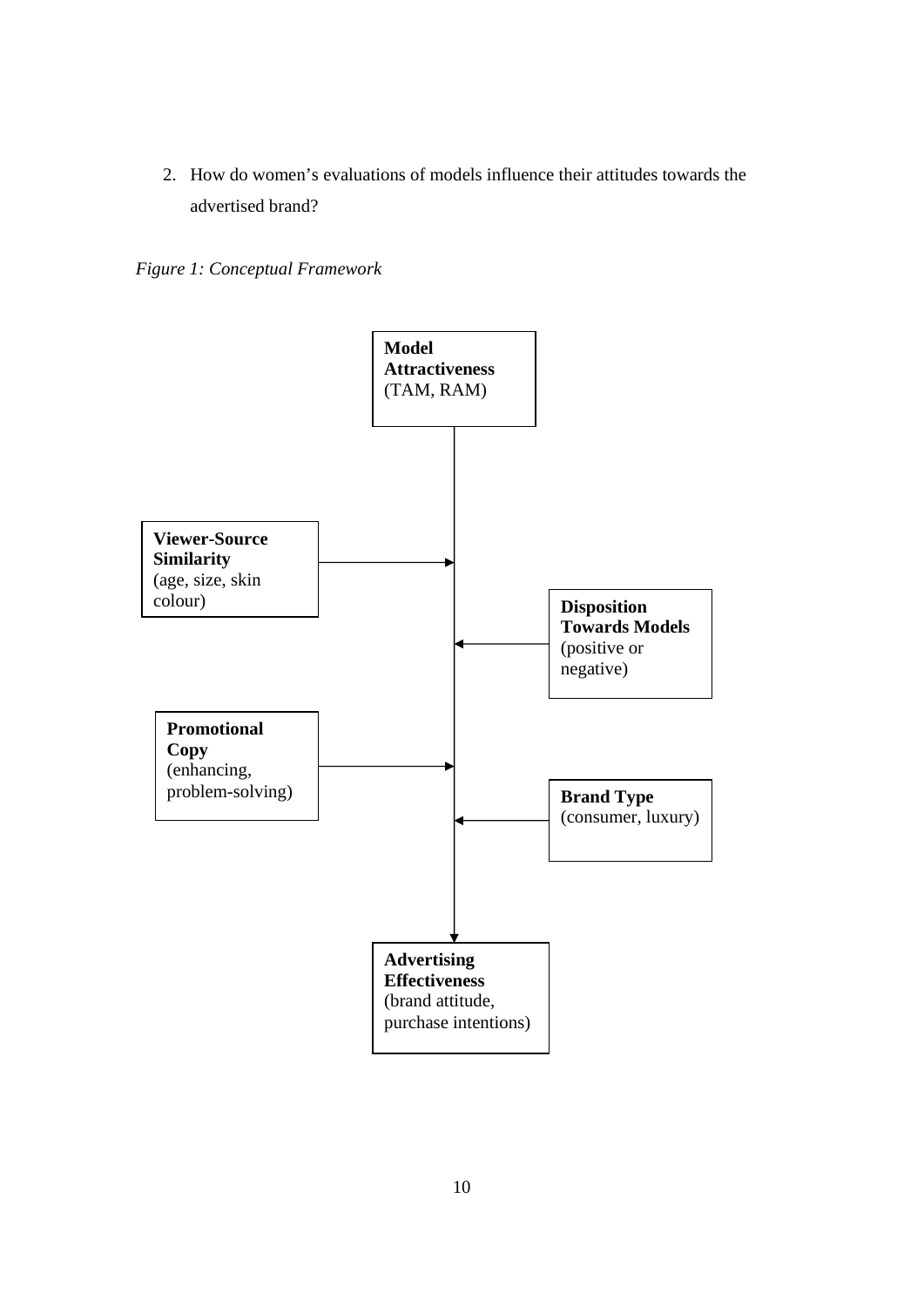2. How do women's evaluations of models influence their attitudes towards the advertised brand?

*Figure 1: Conceptual Framework*

**Model Attractiveness** (TAM, RAM)

**Viewer-Source Similarity** (age, size, skin colour)

**Disposition Towards Models** (positive or negative)

**Promotional Copy** (enhancing, problem-solving)

**Brand Type** (consumer, luxury)

**Advertising Effectiveness** (brand attitude, purchase intentions)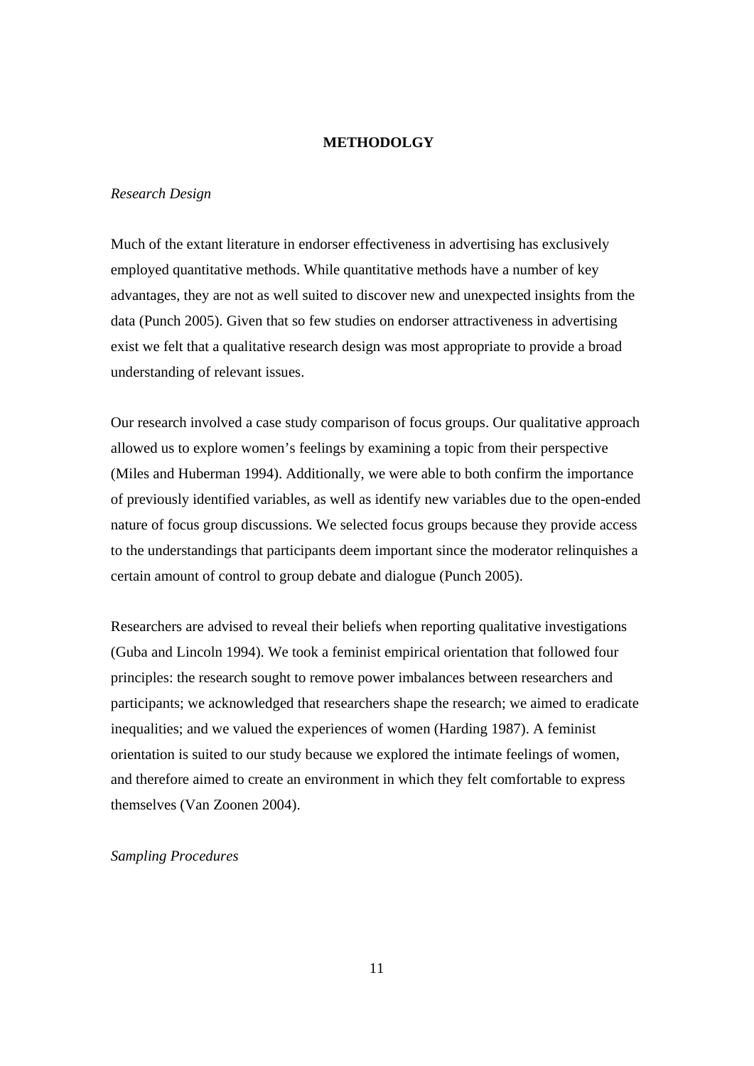## METHODOLGY

*Research Design*

Much of the extant literature in endorser effectiveness in advertising has exclusively employed quantitative methods. While quantitative methods have a number of key advantages, they are not as well suited to discover new and unexpected insights from the data (Punch 2005). Given that so few studies on endorser attractiveness in advertising exist we felt that a qualitative research design was most appropriate to provide a broad understanding of relevant issues.

Our research involved a case study comparison of focus groups. Our qualitative approach allowed us to explore women's feelings by examining a topic from their perspective (Miles and Huberman 1994). Additionally, we were able to both confirm the importance of previously identified variables, as well as identify new variables due to the open-ended nature of focus group discussions. We selected focus groups because they provide access to the understandings that participants deem important since the moderator relinquishes a certain amount of control to group debate and dialogue (Punch 2005).

Researchers are advised to reveal their beliefs when reporting qualitative investigations (Guba and Lincoln 1994). We took a feminist empirical orientation that followed four principles: the research sought to remove power imbalances between researchers and participants; we acknowledged that researchers shape the research; we aimed to eradicate inequalities; and we valued the experiences of women (Harding 1987). A feminist orientation is suited to our study because we explored the intimate feelings of women, and therefore aimed to create an environment in which they felt comfortable to express themselves (Van Zoonen 2004).

*Sampling Procedures*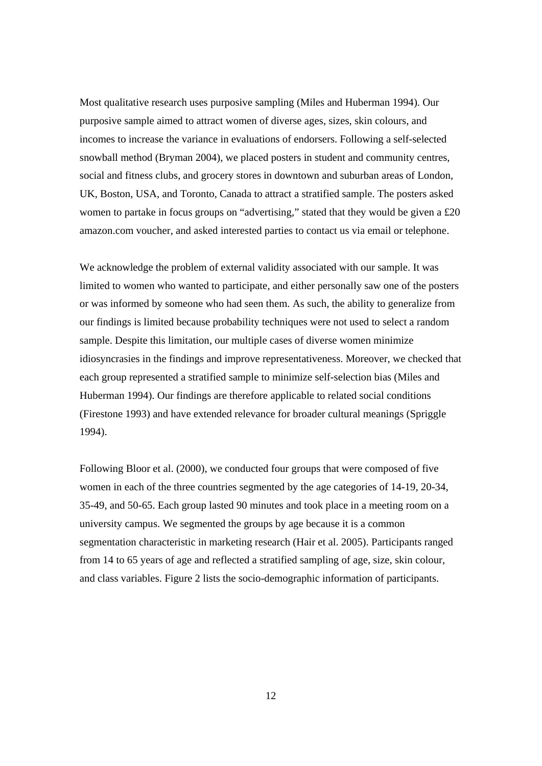Most qualitative research uses purposive sampling (Miles and Huberman 1994). Our purposive sample aimed to attract women of diverse ages, sizes, skin colours, and incomes to increase the variance in evaluations of endorsers. Following a self-selected snowball method (Bryman 2004), we placed posters in student and community centres, social and fitness clubs, and grocery stores in downtown and suburban areas of London, UK, Boston, USA, and Toronto, Canada to attract a stratified sample. The posters asked women to partake in focus groups on "advertising," stated that they would be given a £20 amazon.com voucher, and asked interested parties to contact us via email or telephone.

We acknowledge the problem of external validity associated with our sample. It was limited to women who wanted to participate, and either personally saw one of the posters or was informed by someone who had seen them. As such, the ability to generalize from our findings is limited because probability techniques were not used to select a random sample. Despite this limitation, our multiple cases of diverse women minimize idiosyncrasies in the findings and improve representativeness. Moreover, we checked that each group represented a stratified sample to minimize self-selection bias (Miles and Huberman 1994). Our findings are therefore applicable to related social conditions (Firestone 1993) and have extended relevance for broader cultural meanings (Spriggle 1994).

Following Bloor et al. (2000), we conducted four groups that were composed of five women in each of the three countries segmented by the age categories of 14-19, 20-34, 35-49, and 50-65. Each group lasted 90 minutes and took place in a meeting room on a university campus. We segmented the groups by age because it is a common segmentation characteristic in marketing research (Hair et al. 2005). Participants ranged from 14 to 65 years of age and reflected a stratified sampling of age, size, skin colour, and class variables. Figure 2 lists the socio-demographic information of participants.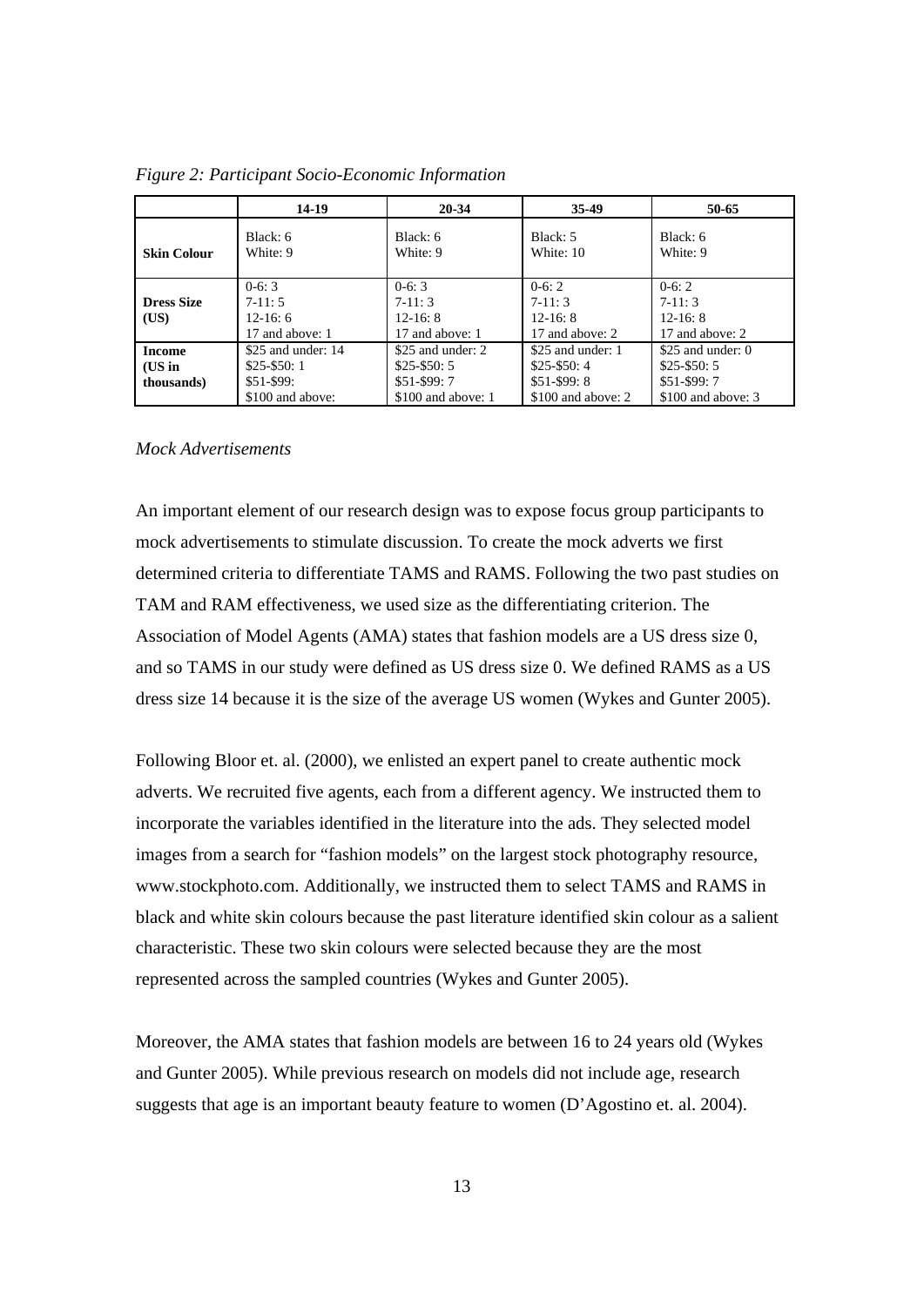*Figure 2: Participant Socio-Economic Information*

| | 14-19 | 20-34 | 35-49 | 50-65 |
|---|---|---|---|---|
| **Skin Colour** | Black: 6<br>White: 9 | Black: 6<br>White: 9 | Black: 5<br>White: 10 | Black: 6<br>White: 9 |
| **Dress Size (US)** | 0-6: 3<br>7-11: 5<br>12-16: 6<br>17 and above: 1 | 0-6: 3<br>7-11: 3<br>12-16: 8<br>17 and above: 1 | 0-6: 2<br>7-11: 3<br>12-16: 8<br>17 and above: 2 | 0-6: 2<br>7-11: 3<br>12-16: 8<br>17 and above: 2 |
| **Income (US in thousands)** | $25 and under: 14<br>$25-$50: 1<br>$51-$99:<br>$100 and above: | $25 and under: 2<br>$25-$50: 5<br>$51-$99: 7<br>$100 and above: 1 | $25 and under: 1<br>$25-$50: 4<br>$51-$99: 8<br>$100 and above: 2 | $25 and under: 0<br>$25-$50: 5<br>$51-$99: 7<br>$100 and above: 3 |

*Mock Advertisements*

An important element of our research design was to expose focus group participants to mock advertisements to stimulate discussion. To create the mock adverts we first determined criteria to differentiate TAMS and RAMS. Following the two past studies on TAM and RAM effectiveness, we used size as the differentiating criterion. The Association of Model Agents (AMA) states that fashion models are a US dress size 0, and so TAMS in our study were defined as US dress size 0. We defined RAMS as a US dress size 14 because it is the size of the average US women (Wykes and Gunter 2005).

Following Bloor et. al. (2000), we enlisted an expert panel to create authentic mock adverts. We recruited five agents, each from a different agency. We instructed them to incorporate the variables identified in the literature into the ads. They selected model images from a search for "fashion models" on the largest stock photography resource, www.stockphoto.com. Additionally, we instructed them to select TAMS and RAMS in black and white skin colours because the past literature identified skin colour as a salient characteristic. These two skin colours were selected because they are the most represented across the sampled countries (Wykes and Gunter 2005).

Moreover, the AMA states that fashion models are between 16 to 24 years old (Wykes and Gunter 2005). While previous research on models did not include age, research suggests that age is an important beauty feature to women (D'Agostino et. al. 2004).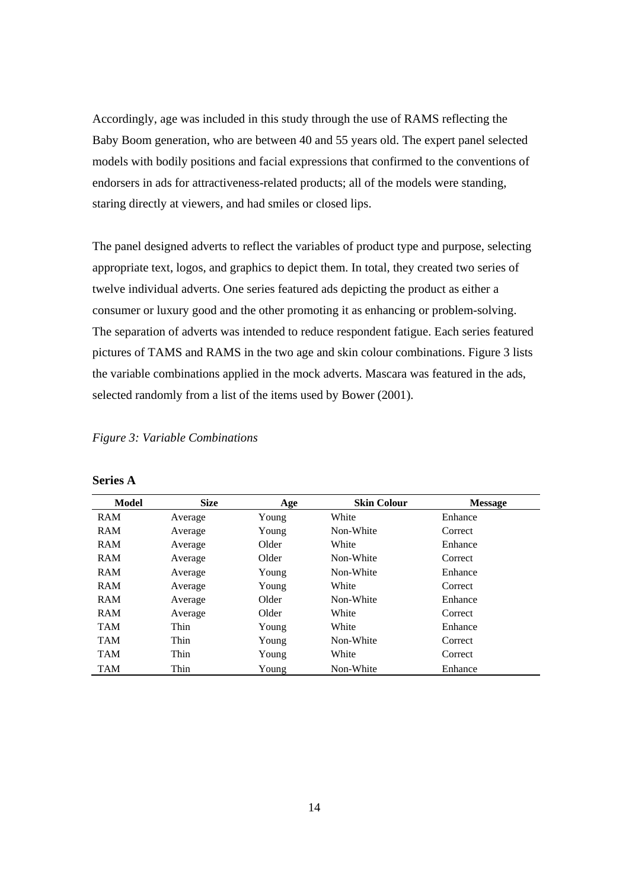Accordingly, age was included in this study through the use of RAMS reflecting the Baby Boom generation, who are between 40 and 55 years old. The expert panel selected models with bodily positions and facial expressions that confirmed to the conventions of endorsers in ads for attractiveness-related products; all of the models were standing, staring directly at viewers, and had smiles or closed lips.

The panel designed adverts to reflect the variables of product type and purpose, selecting appropriate text, logos, and graphics to depict them. In total, they created two series of twelve individual adverts. One series featured ads depicting the product as either a consumer or luxury good and the other promoting it as enhancing or problem-solving. The separation of adverts was intended to reduce respondent fatigue. Each series featured pictures of TAMS and RAMS in the two age and skin colour combinations. Figure 3 lists the variable combinations applied in the mock adverts. Mascara was featured in the ads, selected randomly from a list of the items used by Bower (2001).

*Figure 3: Variable Combinations*

**Series A**

| Model | Size | Age | Skin Colour | Message |
|---|---|---|---|---|
| RAM | Average | Young | White | Enhance |
| RAM | Average | Young | Non-White | Correct |
| RAM | Average | Older | White | Enhance |
| RAM | Average | Older | Non-White | Correct |
| RAM | Average | Young | Non-White | Enhance |
| RAM | Average | Young | White | Correct |
| RAM | Average | Older | Non-White | Enhance |
| RAM | Average | Older | White | Correct |
| TAM | Thin | Young | White | Enhance |
| TAM | Thin | Young | Non-White | Correct |
| TAM | Thin | Young | White | Correct |
| TAM | Thin | Young | Non-White | Enhance |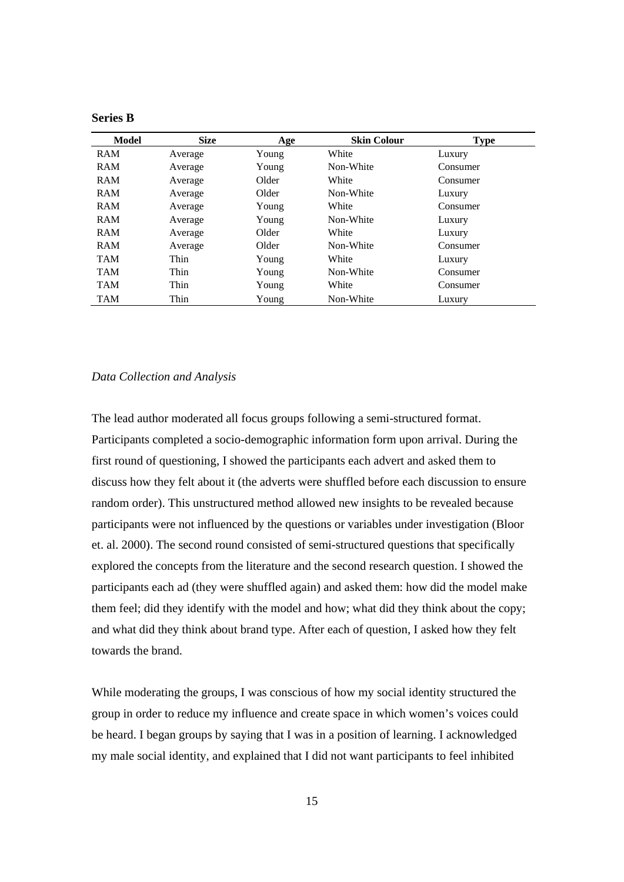**Series B**

| Model | Size | Age | Skin Colour | Type |
|---|---|---|---|---|
| RAM | Average | Young | White | Luxury |
| RAM | Average | Young | Non-White | Consumer |
| RAM | Average | Older | White | Consumer |
| RAM | Average | Older | Non-White | Luxury |
| RAM | Average | Young | White | Consumer |
| RAM | Average | Young | Non-White | Luxury |
| RAM | Average | Older | White | Luxury |
| RAM | Average | Older | Non-White | Consumer |
| TAM | Thin | Young | White | Luxury |
| TAM | Thin | Young | Non-White | Consumer |
| TAM | Thin | Young | White | Consumer |
| TAM | Thin | Young | Non-White | Luxury |

*Data Collection and Analysis*

The lead author moderated all focus groups following a semi-structured format. Participants completed a socio-demographic information form upon arrival. During the first round of questioning, I showed the participants each advert and asked them to discuss how they felt about it (the adverts were shuffled before each discussion to ensure random order). This unstructured method allowed new insights to be revealed because participants were not influenced by the questions or variables under investigation (Bloor et. al. 2000). The second round consisted of semi-structured questions that specifically explored the concepts from the literature and the second research question. I showed the participants each ad (they were shuffled again) and asked them: how did the model make them feel; did they identify with the model and how; what did they think about the copy; and what did they think about brand type. After each of question, I asked how they felt towards the brand.

While moderating the groups, I was conscious of how my social identity structured the group in order to reduce my influence and create space in which women's voices could be heard. I began groups by saying that I was in a position of learning. I acknowledged my male social identity, and explained that I did not want participants to feel inhibited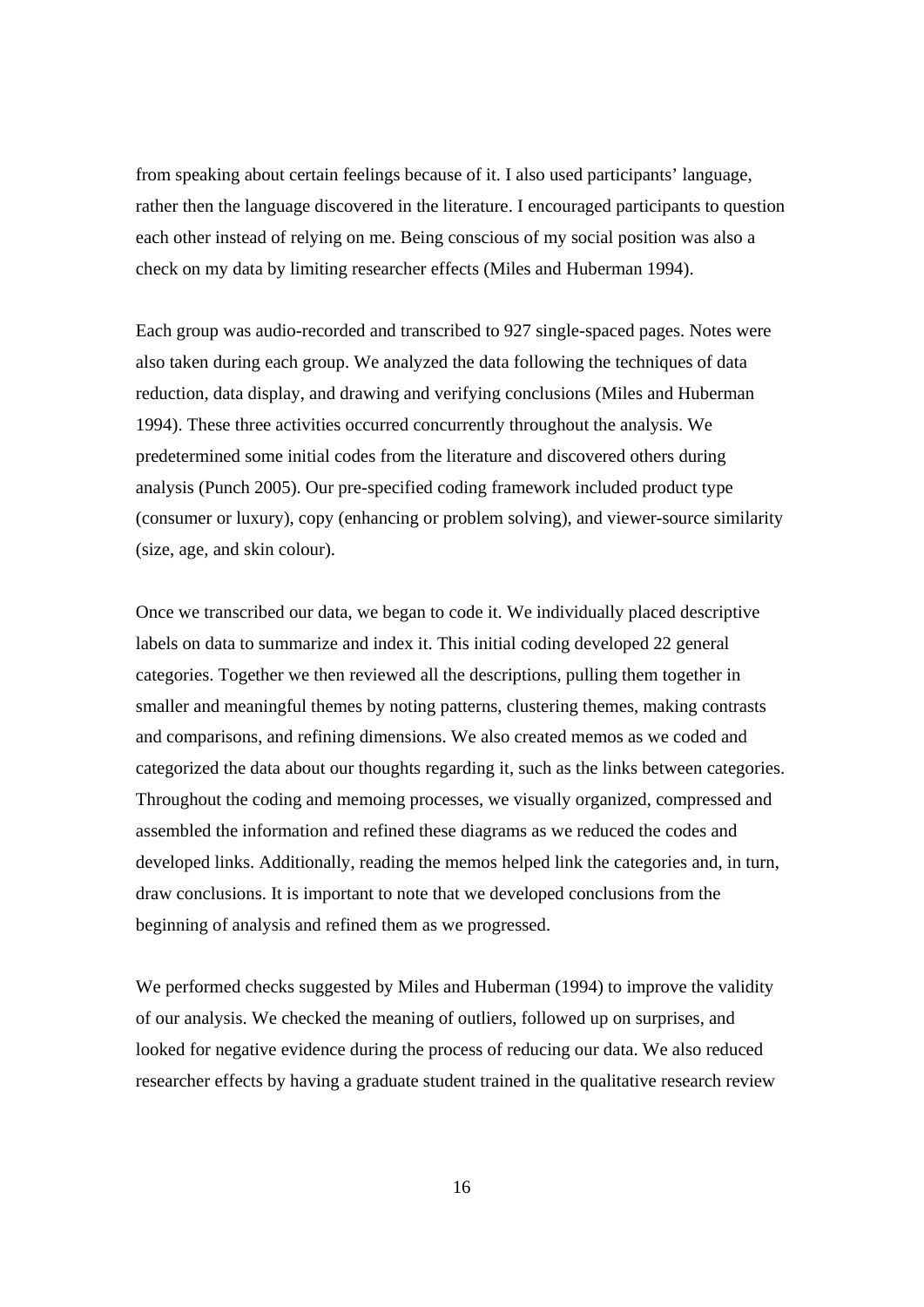from speaking about certain feelings because of it. I also used participants' language, rather then the language discovered in the literature. I encouraged participants to question each other instead of relying on me. Being conscious of my social position was also a check on my data by limiting researcher effects (Miles and Huberman 1994).

Each group was audio-recorded and transcribed to 927 single-spaced pages. Notes were also taken during each group. We analyzed the data following the techniques of data reduction, data display, and drawing and verifying conclusions (Miles and Huberman 1994). These three activities occurred concurrently throughout the analysis. We predetermined some initial codes from the literature and discovered others during analysis (Punch 2005). Our pre-specified coding framework included product type (consumer or luxury), copy (enhancing or problem solving), and viewer-source similarity (size, age, and skin colour).

Once we transcribed our data, we began to code it. We individually placed descriptive labels on data to summarize and index it. This initial coding developed 22 general categories. Together we then reviewed all the descriptions, pulling them together in smaller and meaningful themes by noting patterns, clustering themes, making contrasts and comparisons, and refining dimensions. We also created memos as we coded and categorized the data about our thoughts regarding it, such as the links between categories. Throughout the coding and memoing processes, we visually organized, compressed and assembled the information and refined these diagrams as we reduced the codes and developed links. Additionally, reading the memos helped link the categories and, in turn, draw conclusions. It is important to note that we developed conclusions from the beginning of analysis and refined them as we progressed.

We performed checks suggested by Miles and Huberman (1994) to improve the validity of our analysis. We checked the meaning of outliers, followed up on surprises, and looked for negative evidence during the process of reducing our data. We also reduced researcher effects by having a graduate student trained in the qualitative research review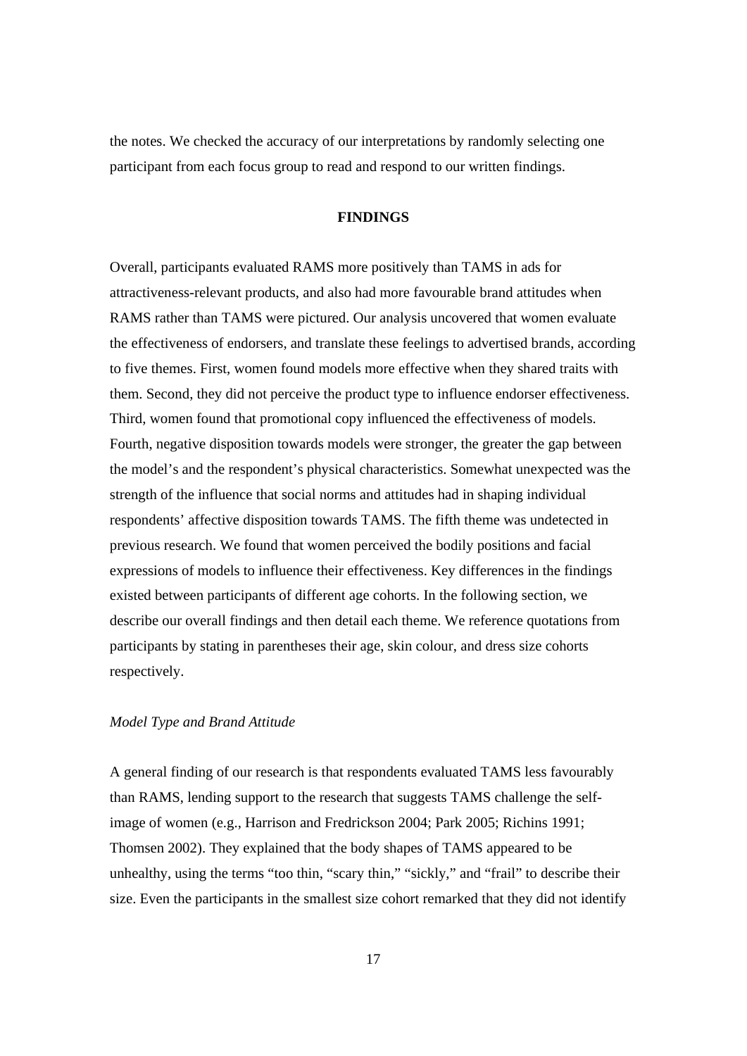the notes. We checked the accuracy of our interpretations by randomly selecting one participant from each focus group to read and respond to our written findings.

## FINDINGS

Overall, participants evaluated RAMS more positively than TAMS in ads for attractiveness-relevant products, and also had more favourable brand attitudes when RAMS rather than TAMS were pictured. Our analysis uncovered that women evaluate the effectiveness of endorsers, and translate these feelings to advertised brands, according to five themes. First, women found models more effective when they shared traits with them. Second, they did not perceive the product type to influence endorser effectiveness. Third, women found that promotional copy influenced the effectiveness of models. Fourth, negative disposition towards models were stronger, the greater the gap between the model's and the respondent's physical characteristics. Somewhat unexpected was the strength of the influence that social norms and attitudes had in shaping individual respondents' affective disposition towards TAMS. The fifth theme was undetected in previous research. We found that women perceived the bodily positions and facial expressions of models to influence their effectiveness. Key differences in the findings existed between participants of different age cohorts. In the following section, we describe our overall findings and then detail each theme. We reference quotations from participants by stating in parentheses their age, skin colour, and dress size cohorts respectively.

### *Model Type and Brand Attitude*

A general finding of our research is that respondents evaluated TAMS less favourably than RAMS, lending support to the research that suggests TAMS challenge the self-image of women (e.g., Harrison and Fredrickson 2004; Park 2005; Richins 1991; Thomsen 2002). They explained that the body shapes of TAMS appeared to be unhealthy, using the terms "too thin, "scary thin," "sickly," and "frail" to describe their size. Even the participants in the smallest size cohort remarked that they did not identify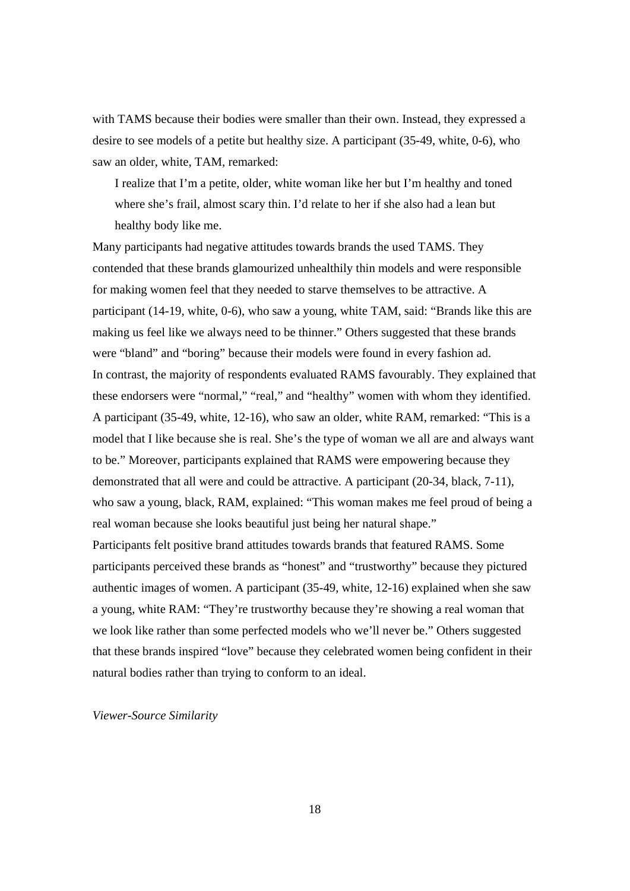with TAMS because their bodies were smaller than their own. Instead, they expressed a desire to see models of a petite but healthy size. A participant (35-49, white, 0-6), who saw an older, white, TAM, remarked:

> I realize that I'm a petite, older, white woman like her but I'm healthy and toned where she's frail, almost scary thin. I'd relate to her if she also had a lean but healthy body like me.

Many participants had negative attitudes towards brands the used TAMS. They contended that these brands glamourized unhealthily thin models and were responsible for making women feel that they needed to starve themselves to be attractive. A participant (14-19, white, 0-6), who saw a young, white TAM, said: "Brands like this are making us feel like we always need to be thinner." Others suggested that these brands were "bland" and "boring" because their models were found in every fashion ad.

In contrast, the majority of respondents evaluated RAMS favourably. They explained that these endorsers were "normal," "real," and "healthy" women with whom they identified. A participant (35-49, white, 12-16), who saw an older, white RAM, remarked: "This is a model that I like because she is real. She's the type of woman we all are and always want to be." Moreover, participants explained that RAMS were empowering because they demonstrated that all were and could be attractive. A participant (20-34, black, 7-11), who saw a young, black, RAM, explained: "This woman makes me feel proud of being a real woman because she looks beautiful just being her natural shape."

Participants felt positive brand attitudes towards brands that featured RAMS. Some participants perceived these brands as "honest" and "trustworthy" because they pictured authentic images of women. A participant (35-49, white, 12-16) explained when she saw a young, white RAM: "They're trustworthy because they're showing a real woman that we look like rather than some perfected models who we'll never be." Others suggested that these brands inspired "love" because they celebrated women being confident in their natural bodies rather than trying to conform to an ideal.

*Viewer-Source Similarity*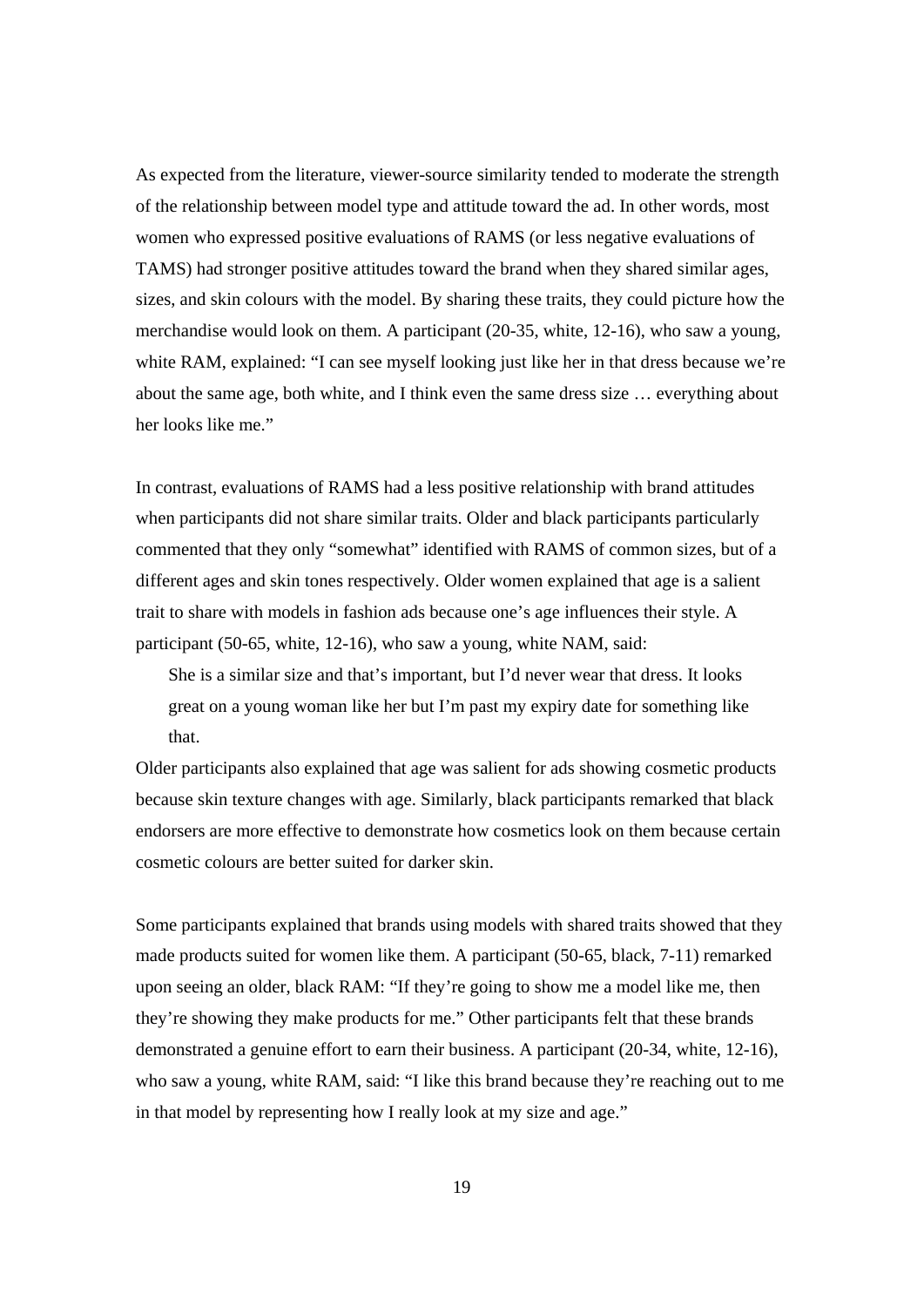As expected from the literature, viewer-source similarity tended to moderate the strength of the relationship between model type and attitude toward the ad. In other words, most women who expressed positive evaluations of RAMS (or less negative evaluations of TAMS) had stronger positive attitudes toward the brand when they shared similar ages, sizes, and skin colours with the model. By sharing these traits, they could picture how the merchandise would look on them. A participant (20-35, white, 12-16), who saw a young, white RAM, explained: "I can see myself looking just like her in that dress because we're about the same age, both white, and I think even the same dress size … everything about her looks like me."

In contrast, evaluations of RAMS had a less positive relationship with brand attitudes when participants did not share similar traits. Older and black participants particularly commented that they only "somewhat" identified with RAMS of common sizes, but of a different ages and skin tones respectively. Older women explained that age is a salient trait to share with models in fashion ads because one's age influences their style. A participant (50-65, white, 12-16), who saw a young, white NAM, said:

> She is a similar size and that's important, but I'd never wear that dress. It looks great on a young woman like her but I'm past my expiry date for something like that.

Older participants also explained that age was salient for ads showing cosmetic products because skin texture changes with age. Similarly, black participants remarked that black endorsers are more effective to demonstrate how cosmetics look on them because certain cosmetic colours are better suited for darker skin.

Some participants explained that brands using models with shared traits showed that they made products suited for women like them. A participant (50-65, black, 7-11) remarked upon seeing an older, black RAM: "If they're going to show me a model like me, then they're showing they make products for me." Other participants felt that these brands demonstrated a genuine effort to earn their business. A participant (20-34, white, 12-16), who saw a young, white RAM, said: "I like this brand because they're reaching out to me in that model by representing how I really look at my size and age."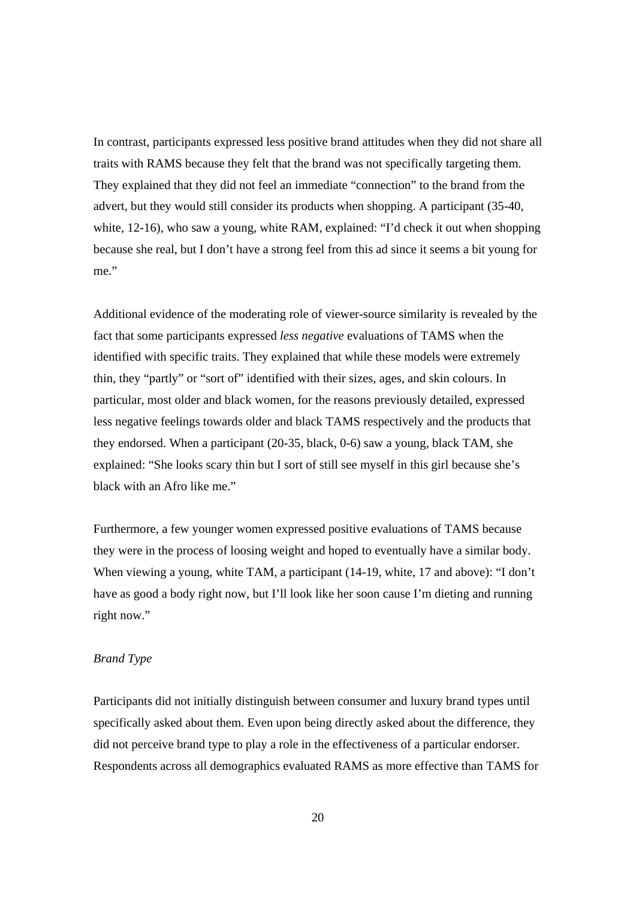In contrast, participants expressed less positive brand attitudes when they did not share all traits with RAMS because they felt that the brand was not specifically targeting them. They explained that they did not feel an immediate "connection" to the brand from the advert, but they would still consider its products when shopping. A participant (35-40, white, 12-16), who saw a young, white RAM, explained: "I'd check it out when shopping because she real, but I don't have a strong feel from this ad since it seems a bit young for me."

Additional evidence of the moderating role of viewer-source similarity is revealed by the fact that some participants expressed *less negative* evaluations of TAMS when the identified with specific traits. They explained that while these models were extremely thin, they "partly" or "sort of" identified with their sizes, ages, and skin colours. In particular, most older and black women, for the reasons previously detailed, expressed less negative feelings towards older and black TAMS respectively and the products that they endorsed. When a participant (20-35, black, 0-6) saw a young, black TAM, she explained: "She looks scary thin but I sort of still see myself in this girl because she's black with an Afro like me."

Furthermore, a few younger women expressed positive evaluations of TAMS because they were in the process of loosing weight and hoped to eventually have a similar body. When viewing a young, white TAM, a participant (14-19, white, 17 and above): "I don't have as good a body right now, but I'll look like her soon cause I'm dieting and running right now."

*Brand Type*

Participants did not initially distinguish between consumer and luxury brand types until specifically asked about them. Even upon being directly asked about the difference, they did not perceive brand type to play a role in the effectiveness of a particular endorser. Respondents across all demographics evaluated RAMS as more effective than TAMS for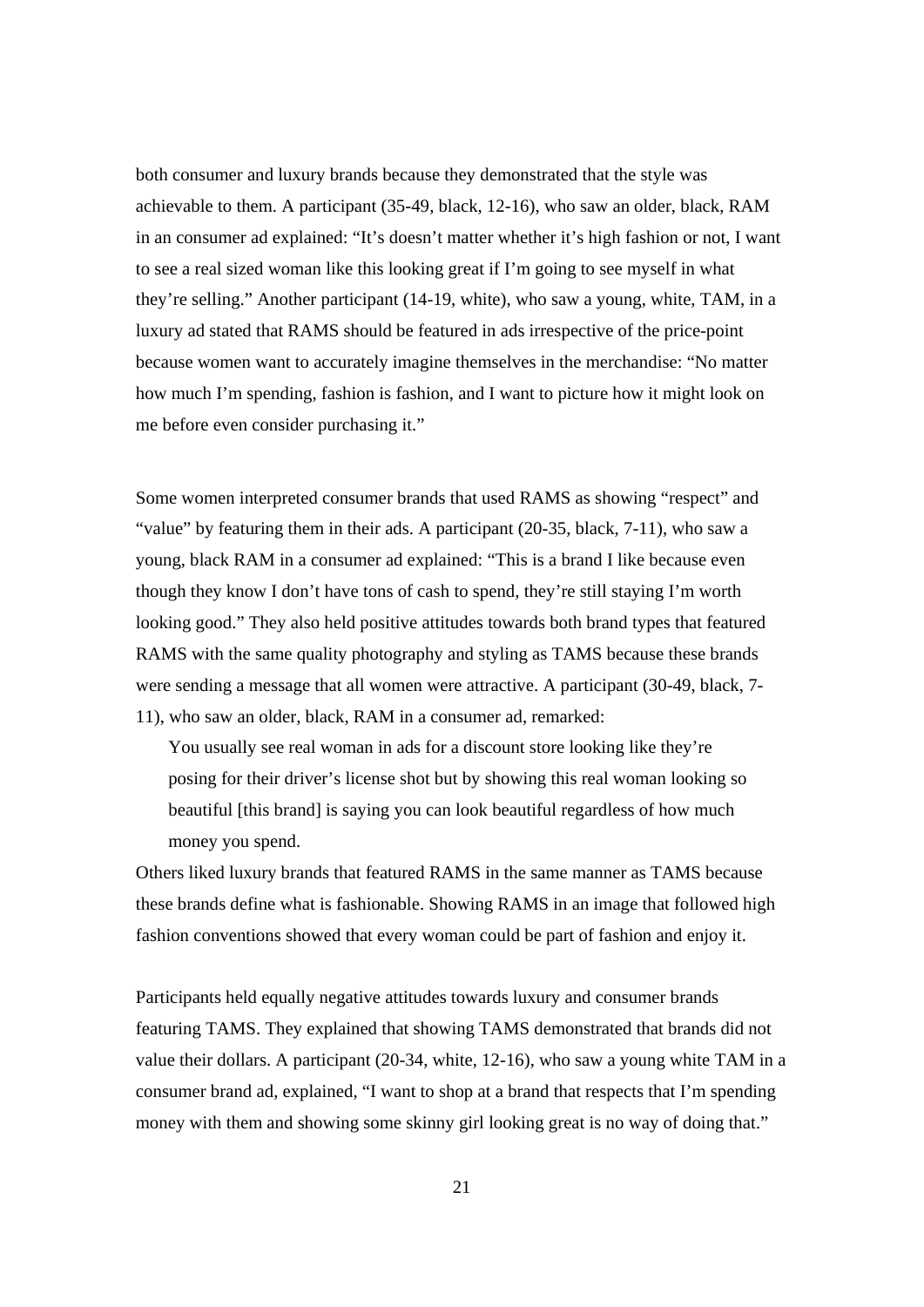both consumer and luxury brands because they demonstrated that the style was achievable to them. A participant (35-49, black, 12-16), who saw an older, black, RAM in an consumer ad explained: “It’s doesn’t matter whether it’s high fashion or not, I want to see a real sized woman like this looking great if I’m going to see myself in what they’re selling.” Another participant (14-19, white), who saw a young, white, TAM, in a luxury ad stated that RAMS should be featured in ads irrespective of the price-point because women want to accurately imagine themselves in the merchandise: “No matter how much I’m spending, fashion is fashion, and I want to picture how it might look on me before even consider purchasing it.”

Some women interpreted consumer brands that used RAMS as showing “respect” and “value” by featuring them in their ads. A participant (20-35, black, 7-11), who saw a young, black RAM in a consumer ad explained: “This is a brand I like because even though they know I don’t have tons of cash to spend, they’re still staying I’m worth looking good.” They also held positive attitudes towards both brand types that featured RAMS with the same quality photography and styling as TAMS because these brands were sending a message that all women were attractive. A participant (30-49, black, 7-11), who saw an older, black, RAM in a consumer ad, remarked:

> You usually see real woman in ads for a discount store looking like they’re posing for their driver’s license shot but by showing this real woman looking so beautiful [this brand] is saying you can look beautiful regardless of how much money you spend.

Others liked luxury brands that featured RAMS in the same manner as TAMS because these brands define what is fashionable. Showing RAMS in an image that followed high fashion conventions showed that every woman could be part of fashion and enjoy it.

Participants held equally negative attitudes towards luxury and consumer brands featuring TAMS. They explained that showing TAMS demonstrated that brands did not value their dollars. A participant (20-34, white, 12-16), who saw a young white TAM in a consumer brand ad, explained, “I want to shop at a brand that respects that I’m spending money with them and showing some skinny girl looking great is no way of doing that.”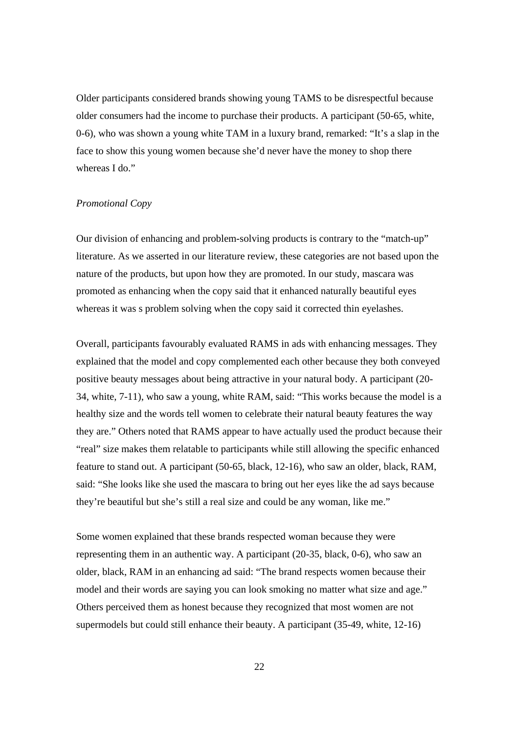Older participants considered brands showing young TAMS to be disrespectful because older consumers had the income to purchase their products. A participant (50-65, white, 0-6), who was shown a young white TAM in a luxury brand, remarked: "It's a slap in the face to show this young women because she'd never have the money to shop there whereas I do."

*Promotional Copy*

Our division of enhancing and problem-solving products is contrary to the "match-up" literature. As we asserted in our literature review, these categories are not based upon the nature of the products, but upon how they are promoted. In our study, mascara was promoted as enhancing when the copy said that it enhanced naturally beautiful eyes whereas it was s problem solving when the copy said it corrected thin eyelashes.

Overall, participants favourably evaluated RAMS in ads with enhancing messages. They explained that the model and copy complemented each other because they both conveyed positive beauty messages about being attractive in your natural body. A participant (20-34, white, 7-11), who saw a young, white RAM, said: "This works because the model is a healthy size and the words tell women to celebrate their natural beauty features the way they are." Others noted that RAMS appear to have actually used the product because their "real" size makes them relatable to participants while still allowing the specific enhanced feature to stand out. A participant (50-65, black, 12-16), who saw an older, black, RAM, said: "She looks like she used the mascara to bring out her eyes like the ad says because they're beautiful but she's still a real size and could be any woman, like me."

Some women explained that these brands respected woman because they were representing them in an authentic way. A participant (20-35, black, 0-6), who saw an older, black, RAM in an enhancing ad said: "The brand respects women because their model and their words are saying you can look smoking no matter what size and age." Others perceived them as honest because they recognized that most women are not supermodels but could still enhance their beauty. A participant (35-49, white, 12-16)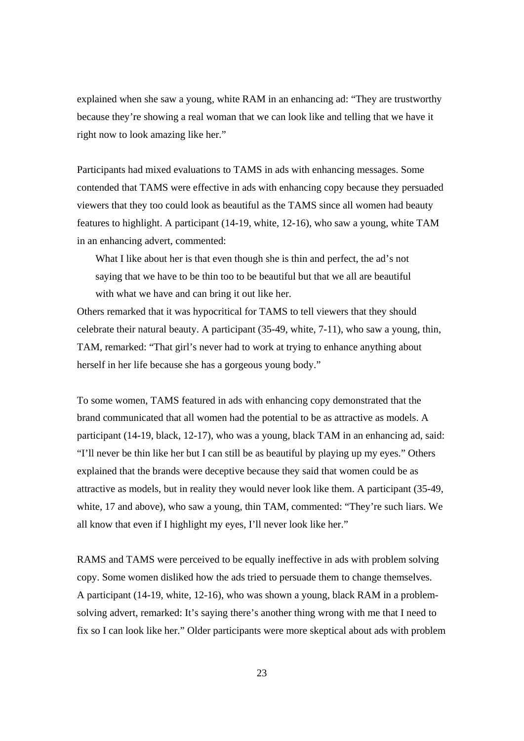explained when she saw a young, white RAM in an enhancing ad: "They are trustworthy because they're showing a real woman that we can look like and telling that we have it right now to look amazing like her."

Participants had mixed evaluations to TAMS in ads with enhancing messages. Some contended that TAMS were effective in ads with enhancing copy because they persuaded viewers that they too could look as beautiful as the TAMS since all women had beauty features to highlight. A participant (14-19, white, 12-16), who saw a young, white TAM in an enhancing advert, commented:

> What I like about her is that even though she is thin and perfect, the ad's not saying that we have to be thin too to be beautiful but that we all are beautiful with what we have and can bring it out like her.

Others remarked that it was hypocritical for TAMS to tell viewers that they should celebrate their natural beauty. A participant (35-49, white, 7-11), who saw a young, thin, TAM, remarked: "That girl's never had to work at trying to enhance anything about herself in her life because she has a gorgeous young body."

To some women, TAMS featured in ads with enhancing copy demonstrated that the brand communicated that all women had the potential to be as attractive as models. A participant (14-19, black, 12-17), who was a young, black TAM in an enhancing ad, said: "I'll never be thin like her but I can still be as beautiful by playing up my eyes." Others explained that the brands were deceptive because they said that women could be as attractive as models, but in reality they would never look like them. A participant (35-49, white, 17 and above), who saw a young, thin TAM, commented: "They're such liars. We all know that even if I highlight my eyes, I'll never look like her."

RAMS and TAMS were perceived to be equally ineffective in ads with problem solving copy. Some women disliked how the ads tried to persuade them to change themselves. A participant (14-19, white, 12-16), who was shown a young, black RAM in a problem-solving advert, remarked: It's saying there's another thing wrong with me that I need to fix so I can look like her." Older participants were more skeptical about ads with problem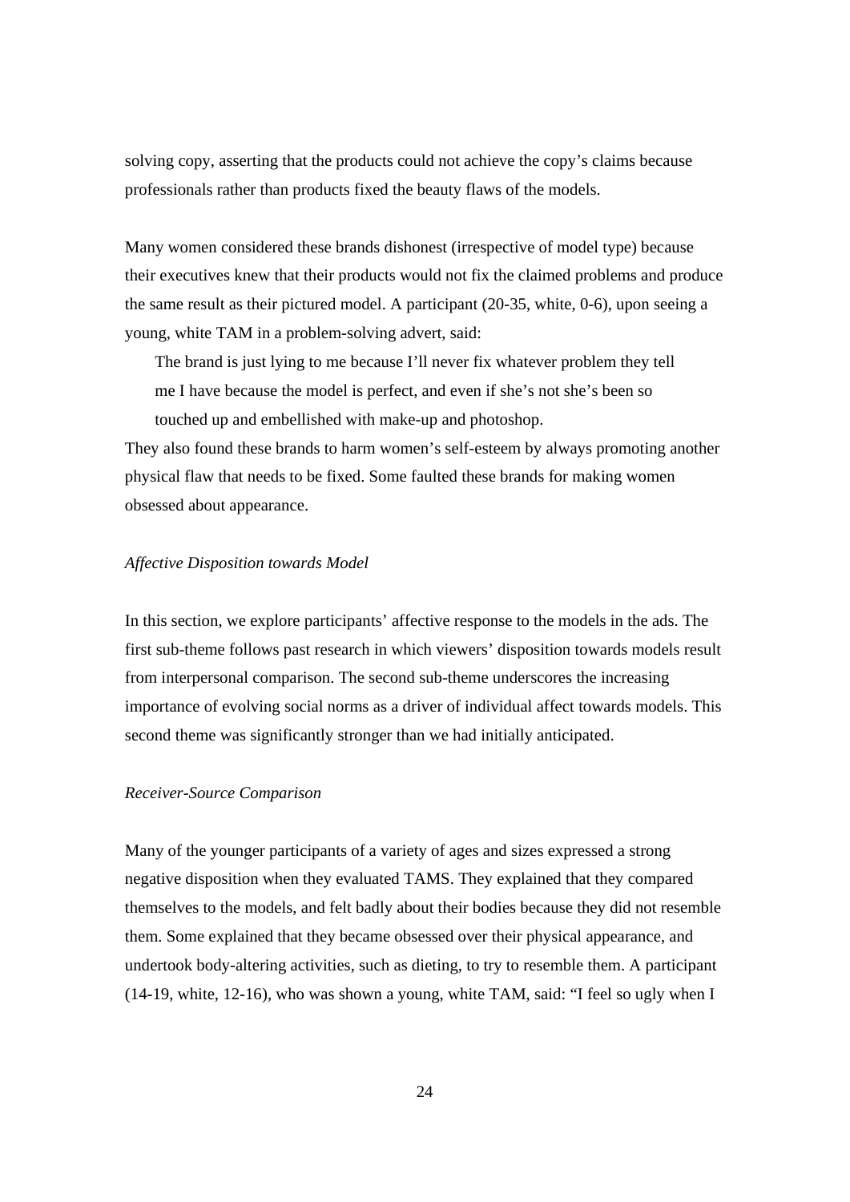solving copy, asserting that the products could not achieve the copy's claims because professionals rather than products fixed the beauty flaws of the models.

Many women considered these brands dishonest (irrespective of model type) because their executives knew that their products would not fix the claimed problems and produce the same result as their pictured model. A participant (20-35, white, 0-6), upon seeing a young, white TAM in a problem-solving advert, said:

> The brand is just lying to me because I'll never fix whatever problem they tell me I have because the model is perfect, and even if she's not she's been so touched up and embellished with make-up and photoshop.

They also found these brands to harm women's self-esteem by always promoting another physical flaw that needs to be fixed. Some faulted these brands for making women obsessed about appearance.

*Affective Disposition towards Model*

In this section, we explore participants' affective response to the models in the ads. The first sub-theme follows past research in which viewers' disposition towards models result from interpersonal comparison. The second sub-theme underscores the increasing importance of evolving social norms as a driver of individual affect towards models. This second theme was significantly stronger than we had initially anticipated.

*Receiver-Source Comparison*

Many of the younger participants of a variety of ages and sizes expressed a strong negative disposition when they evaluated TAMS. They explained that they compared themselves to the models, and felt badly about their bodies because they did not resemble them. Some explained that they became obsessed over their physical appearance, and undertook body-altering activities, such as dieting, to try to resemble them. A participant (14-19, white, 12-16), who was shown a young, white TAM, said: "I feel so ugly when I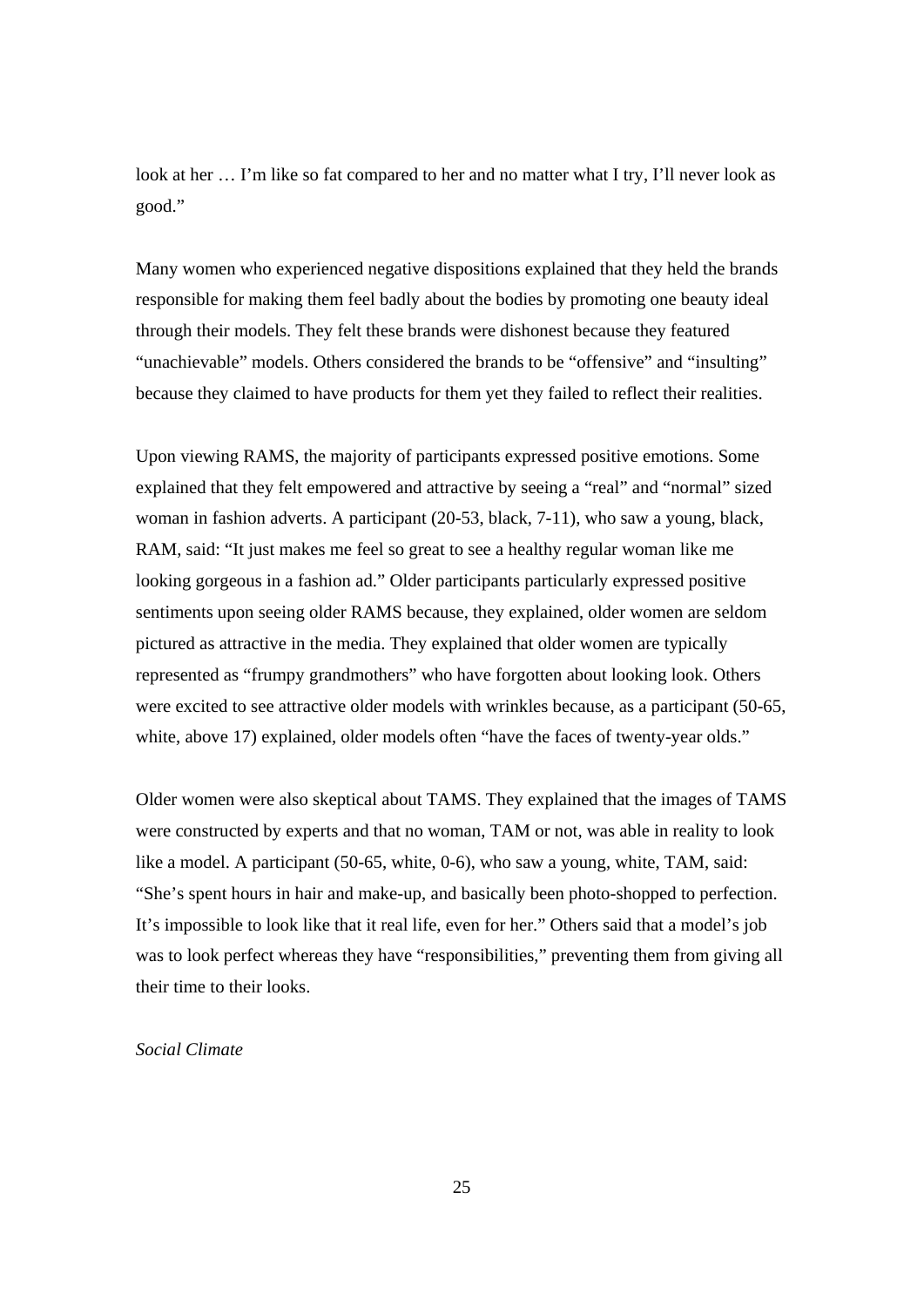look at her … I'm like so fat compared to her and no matter what I try, I'll never look as good."

Many women who experienced negative dispositions explained that they held the brands responsible for making them feel badly about the bodies by promoting one beauty ideal through their models. They felt these brands were dishonest because they featured "unachievable" models. Others considered the brands to be "offensive" and "insulting" because they claimed to have products for them yet they failed to reflect their realities.

Upon viewing RAMS, the majority of participants expressed positive emotions. Some explained that they felt empowered and attractive by seeing a "real" and "normal" sized woman in fashion adverts. A participant (20-53, black, 7-11), who saw a young, black, RAM, said: "It just makes me feel so great to see a healthy regular woman like me looking gorgeous in a fashion ad." Older participants particularly expressed positive sentiments upon seeing older RAMS because, they explained, older women are seldom pictured as attractive in the media. They explained that older women are typically represented as "frumpy grandmothers" who have forgotten about looking look. Others were excited to see attractive older models with wrinkles because, as a participant (50-65, white, above 17) explained, older models often "have the faces of twenty-year olds."

Older women were also skeptical about TAMS. They explained that the images of TAMS were constructed by experts and that no woman, TAM or not, was able in reality to look like a model. A participant (50-65, white, 0-6), who saw a young, white, TAM, said: "She's spent hours in hair and make-up, and basically been photo-shopped to perfection. It's impossible to look like that it real life, even for her." Others said that a model's job was to look perfect whereas they have "responsibilities," preventing them from giving all their time to their looks.

*Social Climate*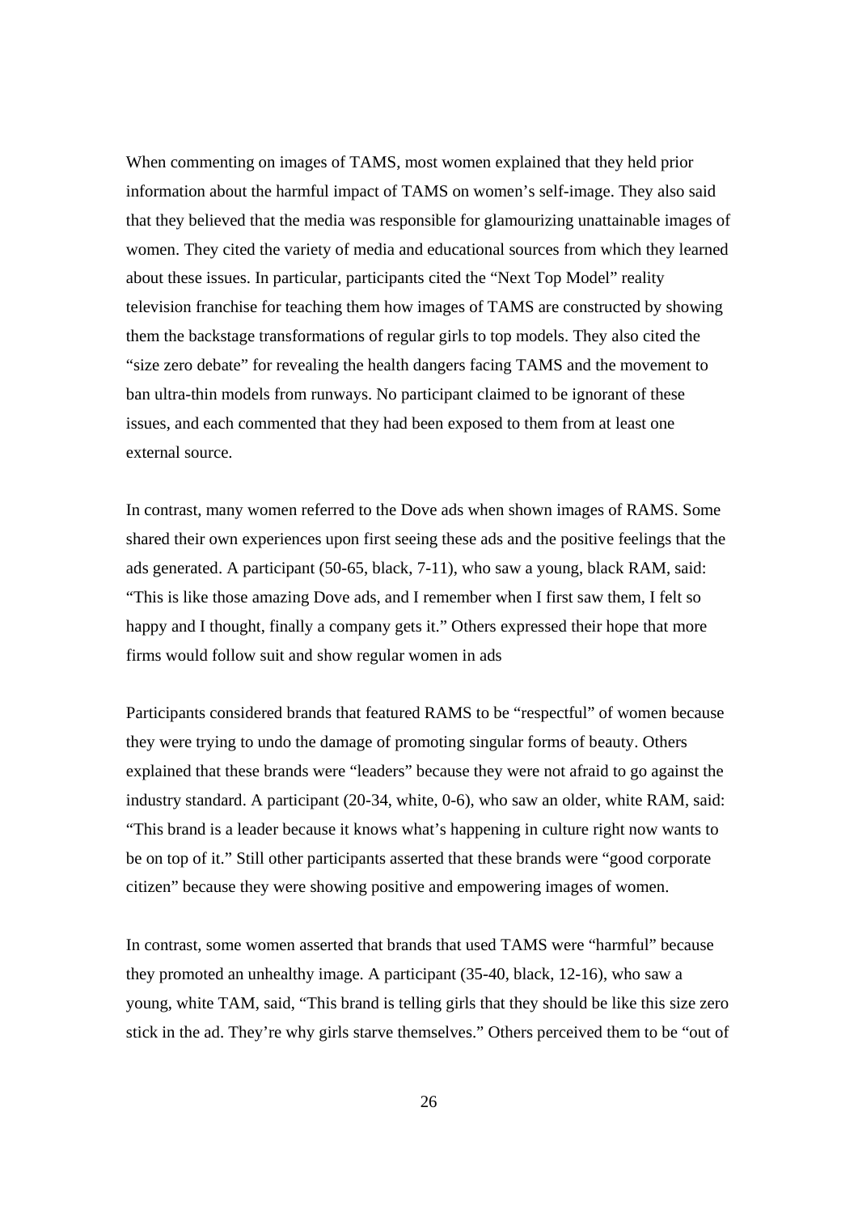When commenting on images of TAMS, most women explained that they held prior information about the harmful impact of TAMS on women's self-image. They also said that they believed that the media was responsible for glamourizing unattainable images of women. They cited the variety of media and educational sources from which they learned about these issues. In particular, participants cited the "Next Top Model" reality television franchise for teaching them how images of TAMS are constructed by showing them the backstage transformations of regular girls to top models. They also cited the "size zero debate" for revealing the health dangers facing TAMS and the movement to ban ultra-thin models from runways. No participant claimed to be ignorant of these issues, and each commented that they had been exposed to them from at least one external source.

In contrast, many women referred to the Dove ads when shown images of RAMS. Some shared their own experiences upon first seeing these ads and the positive feelings that the ads generated. A participant (50-65, black, 7-11), who saw a young, black RAM, said: "This is like those amazing Dove ads, and I remember when I first saw them, I felt so happy and I thought, finally a company gets it." Others expressed their hope that more firms would follow suit and show regular women in ads

Participants considered brands that featured RAMS to be "respectful" of women because they were trying to undo the damage of promoting singular forms of beauty. Others explained that these brands were "leaders" because they were not afraid to go against the industry standard. A participant (20-34, white, 0-6), who saw an older, white RAM, said: "This brand is a leader because it knows what's happening in culture right now wants to be on top of it." Still other participants asserted that these brands were "good corporate citizen" because they were showing positive and empowering images of women.

In contrast, some women asserted that brands that used TAMS were "harmful" because they promoted an unhealthy image. A participant (35-40, black, 12-16), who saw a young, white TAM, said, "This brand is telling girls that they should be like this size zero stick in the ad. They're why girls starve themselves." Others perceived them to be "out of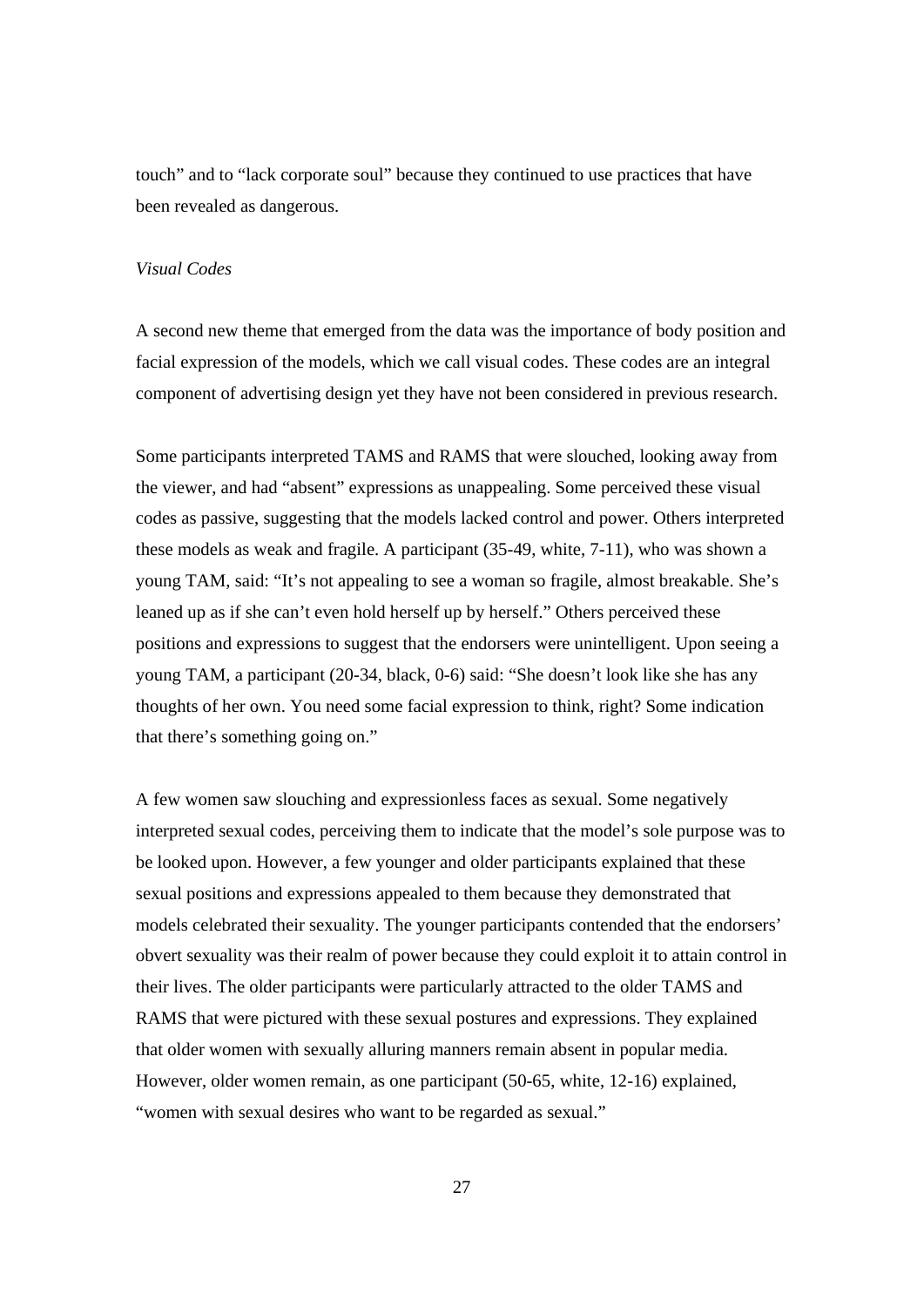touch" and to "lack corporate soul" because they continued to use practices that have been revealed as dangerous.

*Visual Codes*

A second new theme that emerged from the data was the importance of body position and facial expression of the models, which we call visual codes. These codes are an integral component of advertising design yet they have not been considered in previous research.

Some participants interpreted TAMS and RAMS that were slouched, looking away from the viewer, and had "absent" expressions as unappealing. Some perceived these visual codes as passive, suggesting that the models lacked control and power. Others interpreted these models as weak and fragile. A participant (35-49, white, 7-11), who was shown a young TAM, said: "It's not appealing to see a woman so fragile, almost breakable. She's leaned up as if she can't even hold herself up by herself." Others perceived these positions and expressions to suggest that the endorsers were unintelligent. Upon seeing a young TAM, a participant (20-34, black, 0-6) said: "She doesn't look like she has any thoughts of her own. You need some facial expression to think, right? Some indication that there's something going on."

A few women saw slouching and expressionless faces as sexual. Some negatively interpreted sexual codes, perceiving them to indicate that the model's sole purpose was to be looked upon. However, a few younger and older participants explained that these sexual positions and expressions appealed to them because they demonstrated that models celebrated their sexuality. The younger participants contended that the endorsers' obvert sexuality was their realm of power because they could exploit it to attain control in their lives. The older participants were particularly attracted to the older TAMS and RAMS that were pictured with these sexual postures and expressions. They explained that older women with sexually alluring manners remain absent in popular media. However, older women remain, as one participant (50-65, white, 12-16) explained, "women with sexual desires who want to be regarded as sexual."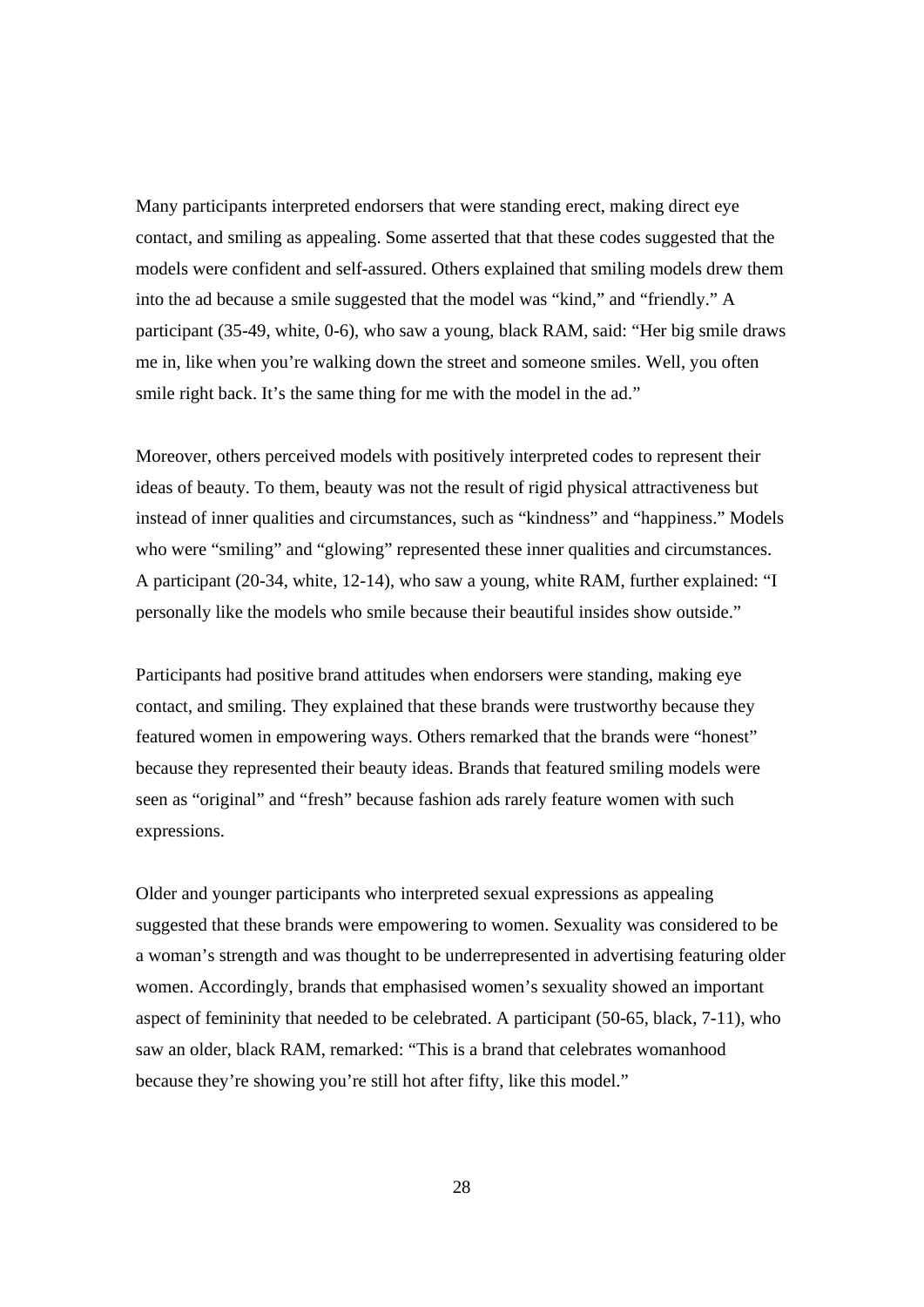Many participants interpreted endorsers that were standing erect, making direct eye contact, and smiling as appealing. Some asserted that that these codes suggested that the models were confident and self-assured. Others explained that smiling models drew them into the ad because a smile suggested that the model was "kind," and "friendly." A participant (35-49, white, 0-6), who saw a young, black RAM, said: "Her big smile draws me in, like when you're walking down the street and someone smiles. Well, you often smile right back. It's the same thing for me with the model in the ad."

Moreover, others perceived models with positively interpreted codes to represent their ideas of beauty. To them, beauty was not the result of rigid physical attractiveness but instead of inner qualities and circumstances, such as "kindness" and "happiness." Models who were "smiling" and "glowing" represented these inner qualities and circumstances. A participant (20-34, white, 12-14), who saw a young, white RAM, further explained: "I personally like the models who smile because their beautiful insides show outside."

Participants had positive brand attitudes when endorsers were standing, making eye contact, and smiling. They explained that these brands were trustworthy because they featured women in empowering ways. Others remarked that the brands were "honest" because they represented their beauty ideas. Brands that featured smiling models were seen as "original" and "fresh" because fashion ads rarely feature women with such expressions.

Older and younger participants who interpreted sexual expressions as appealing suggested that these brands were empowering to women. Sexuality was considered to be a woman's strength and was thought to be underrepresented in advertising featuring older women. Accordingly, brands that emphasised women's sexuality showed an important aspect of femininity that needed to be celebrated. A participant (50-65, black, 7-11), who saw an older, black RAM, remarked: "This is a brand that celebrates womanhood because they're showing you're still hot after fifty, like this model."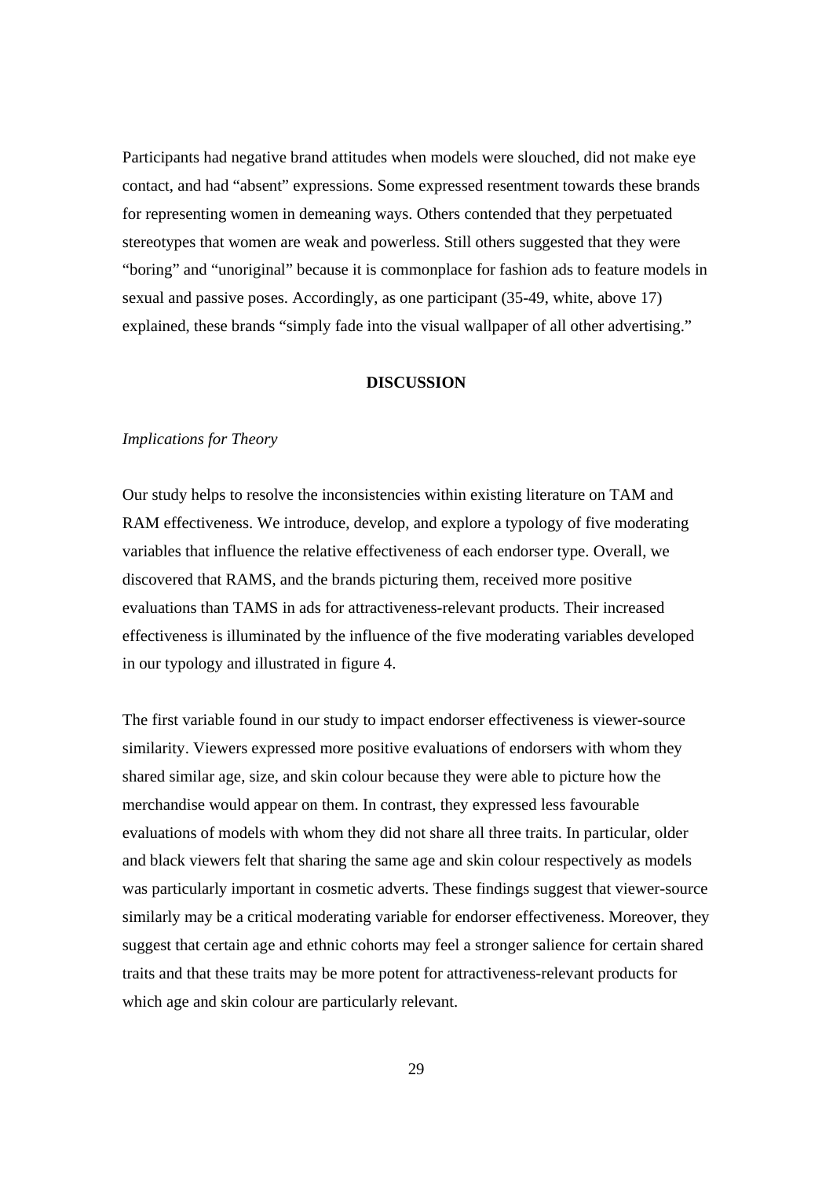Participants had negative brand attitudes when models were slouched, did not make eye contact, and had "absent" expressions. Some expressed resentment towards these brands for representing women in demeaning ways. Others contended that they perpetuated stereotypes that women are weak and powerless. Still others suggested that they were "boring" and "unoriginal" because it is commonplace for fashion ads to feature models in sexual and passive poses. Accordingly, as one participant (35-49, white, above 17) explained, these brands "simply fade into the visual wallpaper of all other advertising."

## DISCUSSION

### *Implications for Theory*

Our study helps to resolve the inconsistencies within existing literature on TAM and RAM effectiveness. We introduce, develop, and explore a typology of five moderating variables that influence the relative effectiveness of each endorser type. Overall, we discovered that RAMS, and the brands picturing them, received more positive evaluations than TAMS in ads for attractiveness-relevant products. Their increased effectiveness is illuminated by the influence of the five moderating variables developed in our typology and illustrated in figure 4.

The first variable found in our study to impact endorser effectiveness is viewer-source similarity. Viewers expressed more positive evaluations of endorsers with whom they shared similar age, size, and skin colour because they were able to picture how the merchandise would appear on them. In contrast, they expressed less favourable evaluations of models with whom they did not share all three traits. In particular, older and black viewers felt that sharing the same age and skin colour respectively as models was particularly important in cosmetic adverts. These findings suggest that viewer-source similarly may be a critical moderating variable for endorser effectiveness. Moreover, they suggest that certain age and ethnic cohorts may feel a stronger salience for certain shared traits and that these traits may be more potent for attractiveness-relevant products for which age and skin colour are particularly relevant.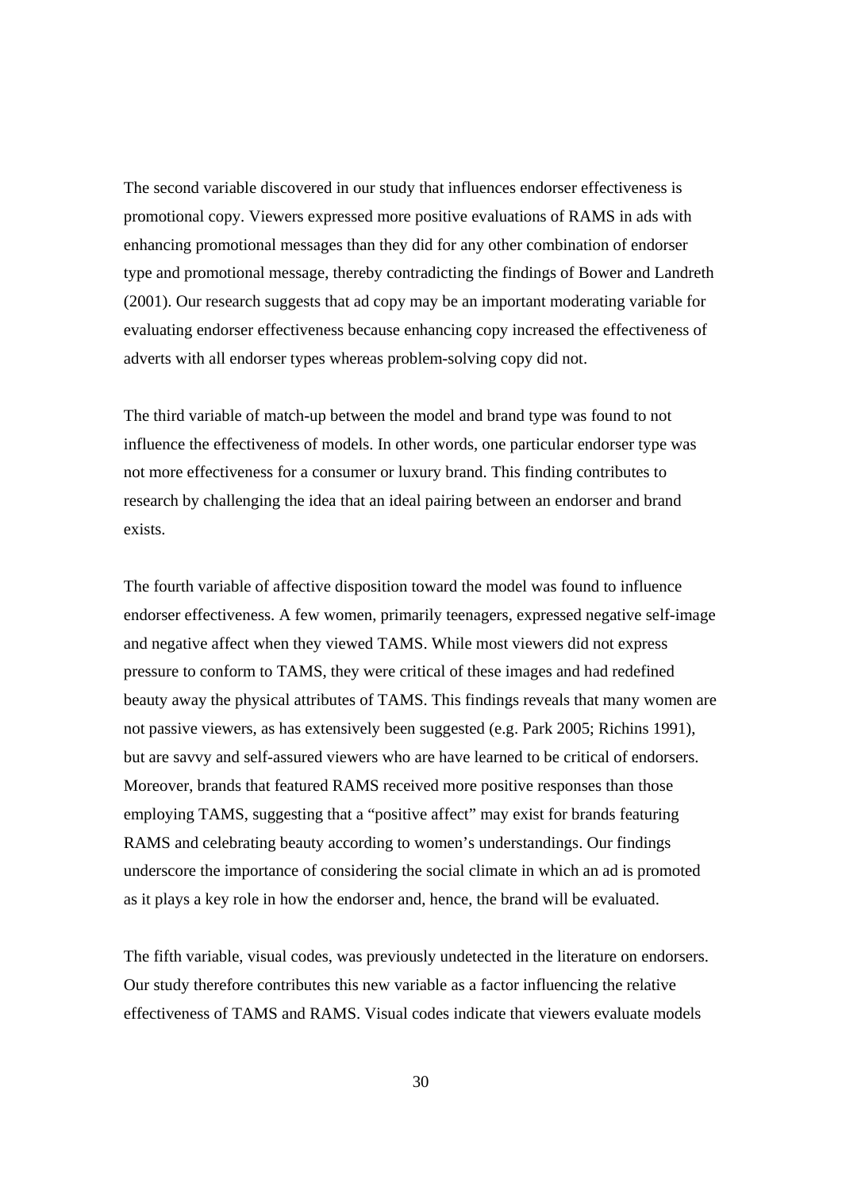The second variable discovered in our study that influences endorser effectiveness is promotional copy. Viewers expressed more positive evaluations of RAMS in ads with enhancing promotional messages than they did for any other combination of endorser type and promotional message, thereby contradicting the findings of Bower and Landreth (2001). Our research suggests that ad copy may be an important moderating variable for evaluating endorser effectiveness because enhancing copy increased the effectiveness of adverts with all endorser types whereas problem-solving copy did not.

The third variable of match-up between the model and brand type was found to not influence the effectiveness of models. In other words, one particular endorser type was not more effectiveness for a consumer or luxury brand. This finding contributes to research by challenging the idea that an ideal pairing between an endorser and brand exists.

The fourth variable of affective disposition toward the model was found to influence endorser effectiveness. A few women, primarily teenagers, expressed negative self-image and negative affect when they viewed TAMS. While most viewers did not express pressure to conform to TAMS, they were critical of these images and had redefined beauty away the physical attributes of TAMS. This findings reveals that many women are not passive viewers, as has extensively been suggested (e.g. Park 2005; Richins 1991), but are savvy and self-assured viewers who are have learned to be critical of endorsers. Moreover, brands that featured RAMS received more positive responses than those employing TAMS, suggesting that a "positive affect" may exist for brands featuring RAMS and celebrating beauty according to women's understandings. Our findings underscore the importance of considering the social climate in which an ad is promoted as it plays a key role in how the endorser and, hence, the brand will be evaluated.

The fifth variable, visual codes, was previously undetected in the literature on endorsers. Our study therefore contributes this new variable as a factor influencing the relative effectiveness of TAMS and RAMS. Visual codes indicate that viewers evaluate models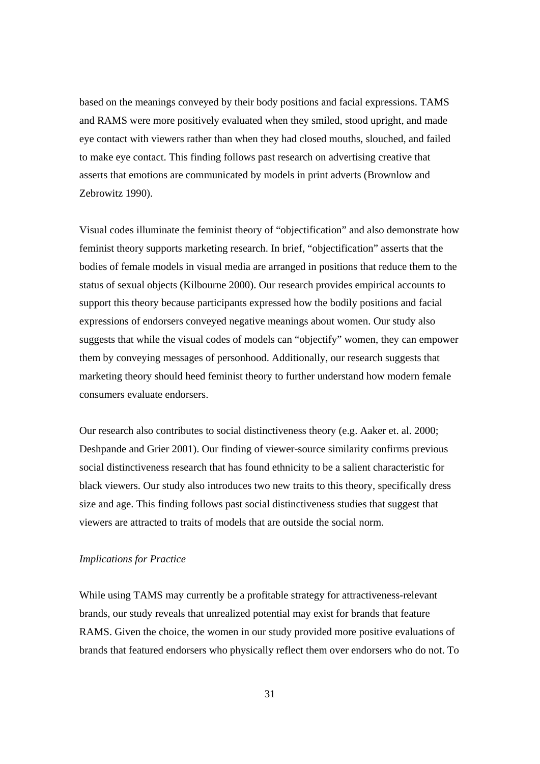based on the meanings conveyed by their body positions and facial expressions. TAMS and RAMS were more positively evaluated when they smiled, stood upright, and made eye contact with viewers rather than when they had closed mouths, slouched, and failed to make eye contact. This finding follows past research on advertising creative that asserts that emotions are communicated by models in print adverts (Brownlow and Zebrowitz 1990).

Visual codes illuminate the feminist theory of "objectification" and also demonstrate how feminist theory supports marketing research. In brief, "objectification" asserts that the bodies of female models in visual media are arranged in positions that reduce them to the status of sexual objects (Kilbourne 2000). Our research provides empirical accounts to support this theory because participants expressed how the bodily positions and facial expressions of endorsers conveyed negative meanings about women. Our study also suggests that while the visual codes of models can "objectify" women, they can empower them by conveying messages of personhood. Additionally, our research suggests that marketing theory should heed feminist theory to further understand how modern female consumers evaluate endorsers.

Our research also contributes to social distinctiveness theory (e.g. Aaker et. al. 2000; Deshpande and Grier 2001). Our finding of viewer-source similarity confirms previous social distinctiveness research that has found ethnicity to be a salient characteristic for black viewers. Our study also introduces two new traits to this theory, specifically dress size and age. This finding follows past social distinctiveness studies that suggest that viewers are attracted to traits of models that are outside the social norm.

*Implications for Practice*

While using TAMS may currently be a profitable strategy for attractiveness-relevant brands, our study reveals that unrealized potential may exist for brands that feature RAMS. Given the choice, the women in our study provided more positive evaluations of brands that featured endorsers who physically reflect them over endorsers who do not. To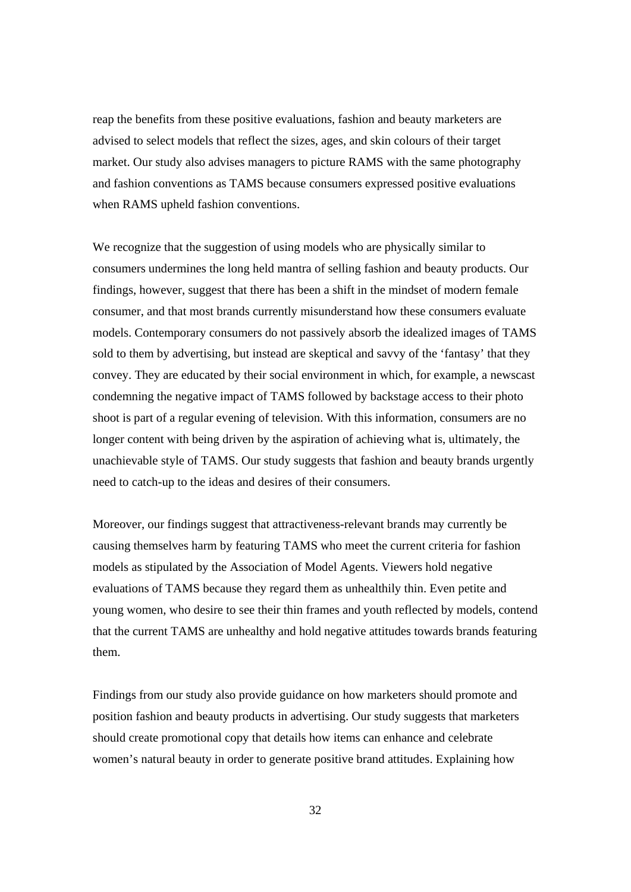reap the benefits from these positive evaluations, fashion and beauty marketers are advised to select models that reflect the sizes, ages, and skin colours of their target market. Our study also advises managers to picture RAMS with the same photography and fashion conventions as TAMS because consumers expressed positive evaluations when RAMS upheld fashion conventions.

We recognize that the suggestion of using models who are physically similar to consumers undermines the long held mantra of selling fashion and beauty products. Our findings, however, suggest that there has been a shift in the mindset of modern female consumer, and that most brands currently misunderstand how these consumers evaluate models. Contemporary consumers do not passively absorb the idealized images of TAMS sold to them by advertising, but instead are skeptical and savvy of the 'fantasy' that they convey. They are educated by their social environment in which, for example, a newscast condemning the negative impact of TAMS followed by backstage access to their photo shoot is part of a regular evening of television. With this information, consumers are no longer content with being driven by the aspiration of achieving what is, ultimately, the unachievable style of TAMS. Our study suggests that fashion and beauty brands urgently need to catch-up to the ideas and desires of their consumers.

Moreover, our findings suggest that attractiveness-relevant brands may currently be causing themselves harm by featuring TAMS who meet the current criteria for fashion models as stipulated by the Association of Model Agents. Viewers hold negative evaluations of TAMS because they regard them as unhealthily thin. Even petite and young women, who desire to see their thin frames and youth reflected by models, contend that the current TAMS are unhealthy and hold negative attitudes towards brands featuring them.

Findings from our study also provide guidance on how marketers should promote and position fashion and beauty products in advertising. Our study suggests that marketers should create promotional copy that details how items can enhance and celebrate women's natural beauty in order to generate positive brand attitudes. Explaining how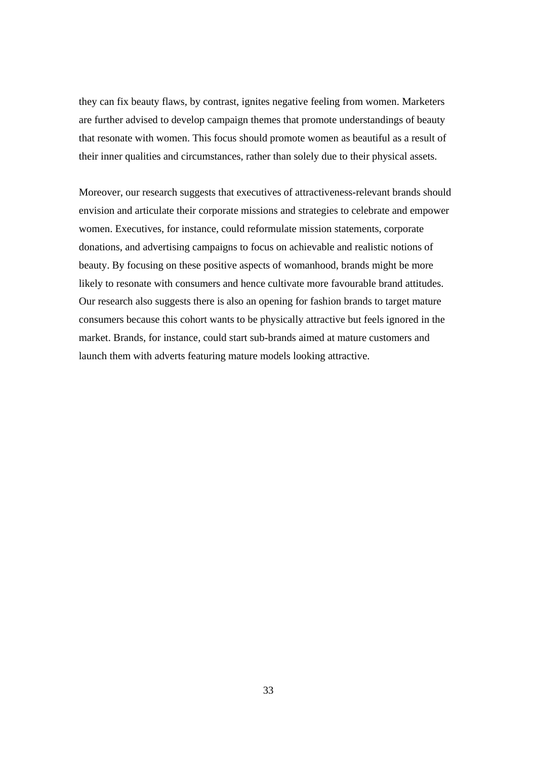they can fix beauty flaws, by contrast, ignites negative feeling from women. Marketers are further advised to develop campaign themes that promote understandings of beauty that resonate with women. This focus should promote women as beautiful as a result of their inner qualities and circumstances, rather than solely due to their physical assets.

Moreover, our research suggests that executives of attractiveness-relevant brands should envision and articulate their corporate missions and strategies to celebrate and empower women. Executives, for instance, could reformulate mission statements, corporate donations, and advertising campaigns to focus on achievable and realistic notions of beauty. By focusing on these positive aspects of womanhood, brands might be more likely to resonate with consumers and hence cultivate more favourable brand attitudes. Our research also suggests there is also an opening for fashion brands to target mature consumers because this cohort wants to be physically attractive but feels ignored in the market. Brands, for instance, could start sub-brands aimed at mature customers and launch them with adverts featuring mature models looking attractive.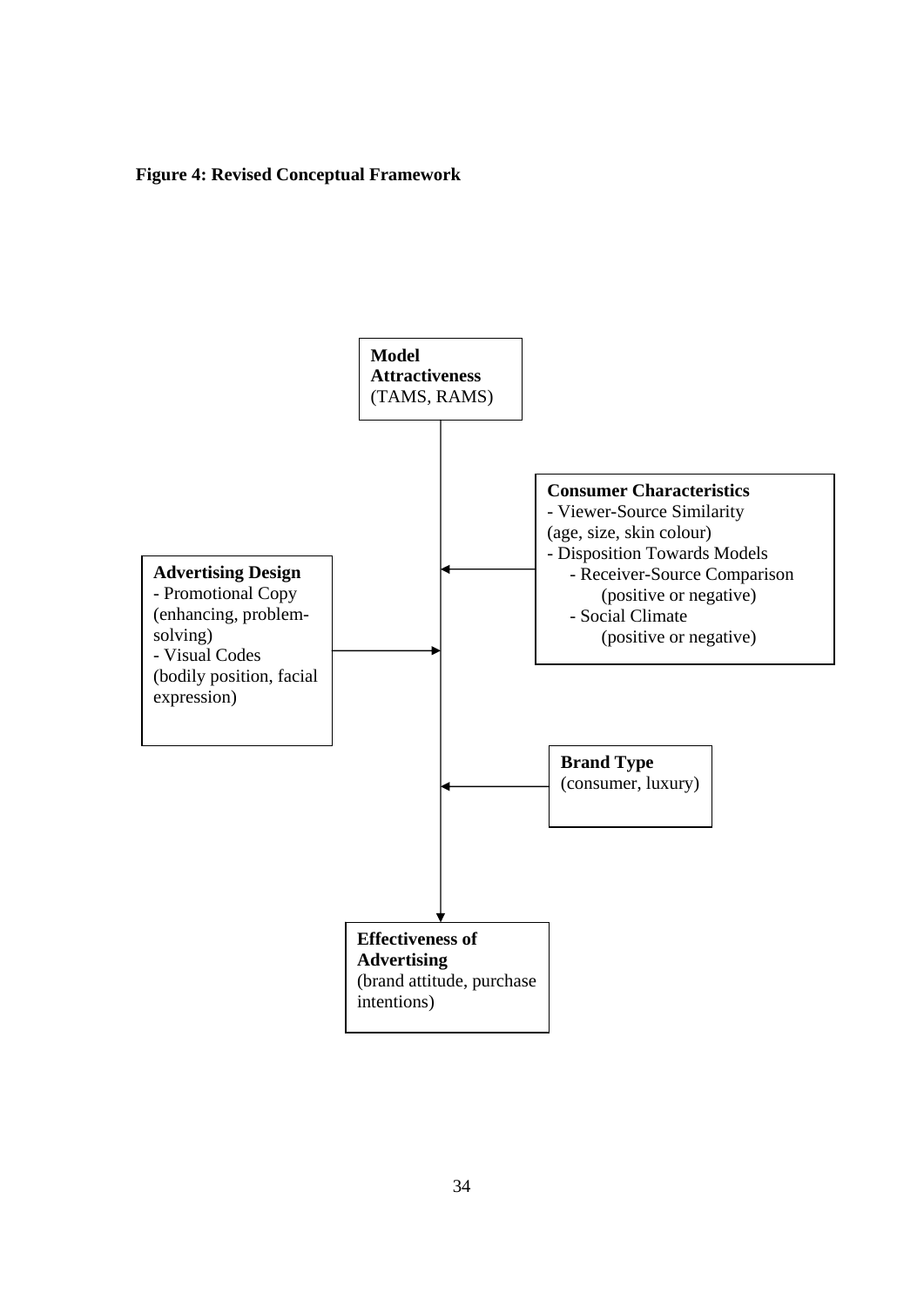**Figure 4: Revised Conceptual Framework**

**Model Attractiveness**
(TAMS, RAMS)

**Consumer Characteristics**
- Viewer-Source Similarity
(age, size, skin colour)
- Disposition Towards Models
  - Receiver-Source Comparison
    (positive or negative)
  - Social Climate
    (positive or negative)

**Advertising Design**
- Promotional Copy
(enhancing, problem-solving)
- Visual Codes
(bodily position, facial expression)

**Brand Type**
(consumer, luxury)

**Effectiveness of Advertising**
(brand attitude, purchase intentions)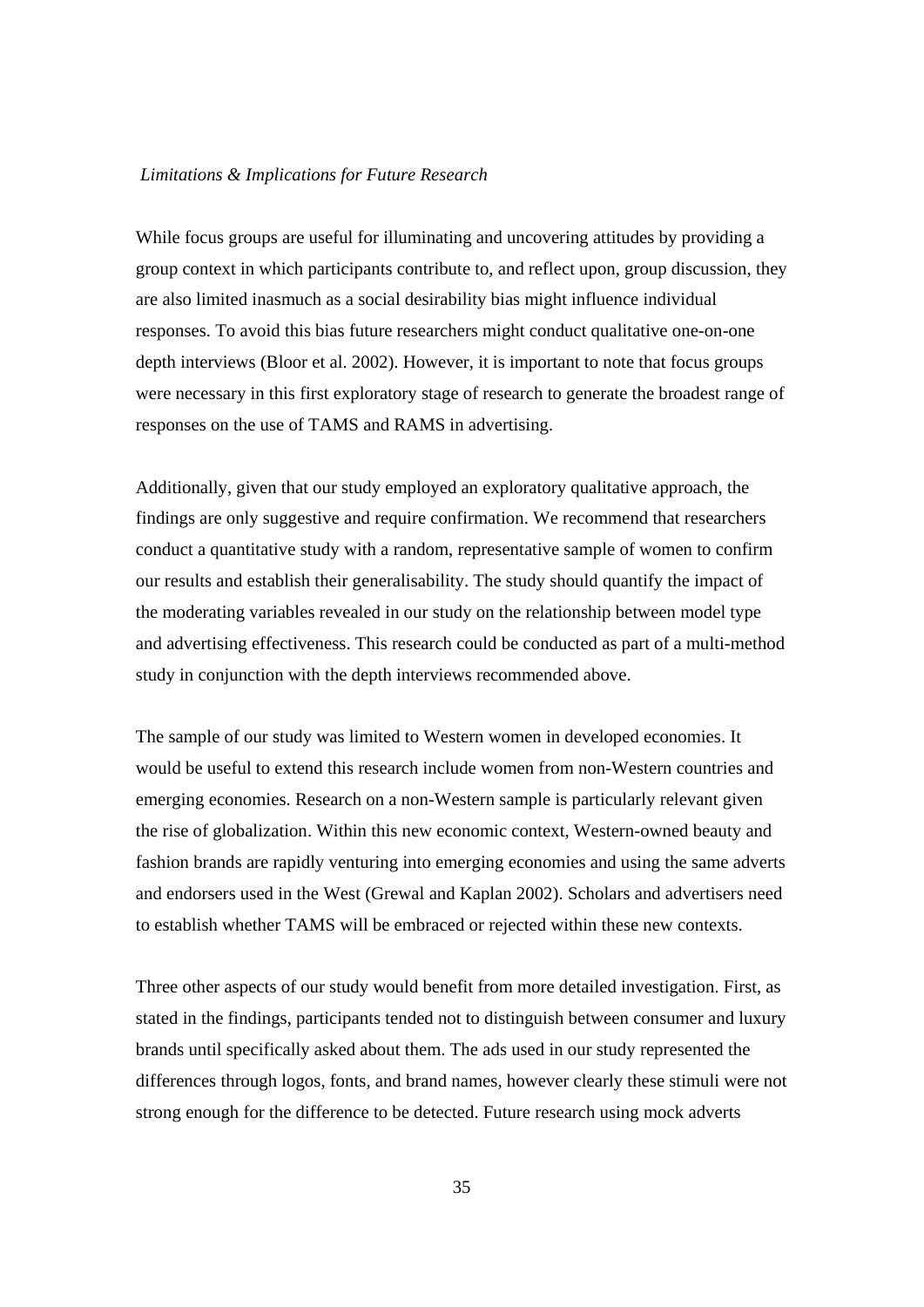*Limitations & Implications for Future Research*

While focus groups are useful for illuminating and uncovering attitudes by providing a group context in which participants contribute to, and reflect upon, group discussion, they are also limited inasmuch as a social desirability bias might influence individual responses. To avoid this bias future researchers might conduct qualitative one-on-one depth interviews (Bloor et al. 2002). However, it is important to note that focus groups were necessary in this first exploratory stage of research to generate the broadest range of responses on the use of TAMS and RAMS in advertising.

Additionally, given that our study employed an exploratory qualitative approach, the findings are only suggestive and require confirmation. We recommend that researchers conduct a quantitative study with a random, representative sample of women to confirm our results and establish their generalisability. The study should quantify the impact of the moderating variables revealed in our study on the relationship between model type and advertising effectiveness. This research could be conducted as part of a multi-method study in conjunction with the depth interviews recommended above.

The sample of our study was limited to Western women in developed economies. It would be useful to extend this research include women from non-Western countries and emerging economies. Research on a non-Western sample is particularly relevant given the rise of globalization. Within this new economic context, Western-owned beauty and fashion brands are rapidly venturing into emerging economies and using the same adverts and endorsers used in the West (Grewal and Kaplan 2002). Scholars and advertisers need to establish whether TAMS will be embraced or rejected within these new contexts.

Three other aspects of our study would benefit from more detailed investigation. First, as stated in the findings, participants tended not to distinguish between consumer and luxury brands until specifically asked about them. The ads used in our study represented the differences through logos, fonts, and brand names, however clearly these stimuli were not strong enough for the difference to be detected. Future research using mock adverts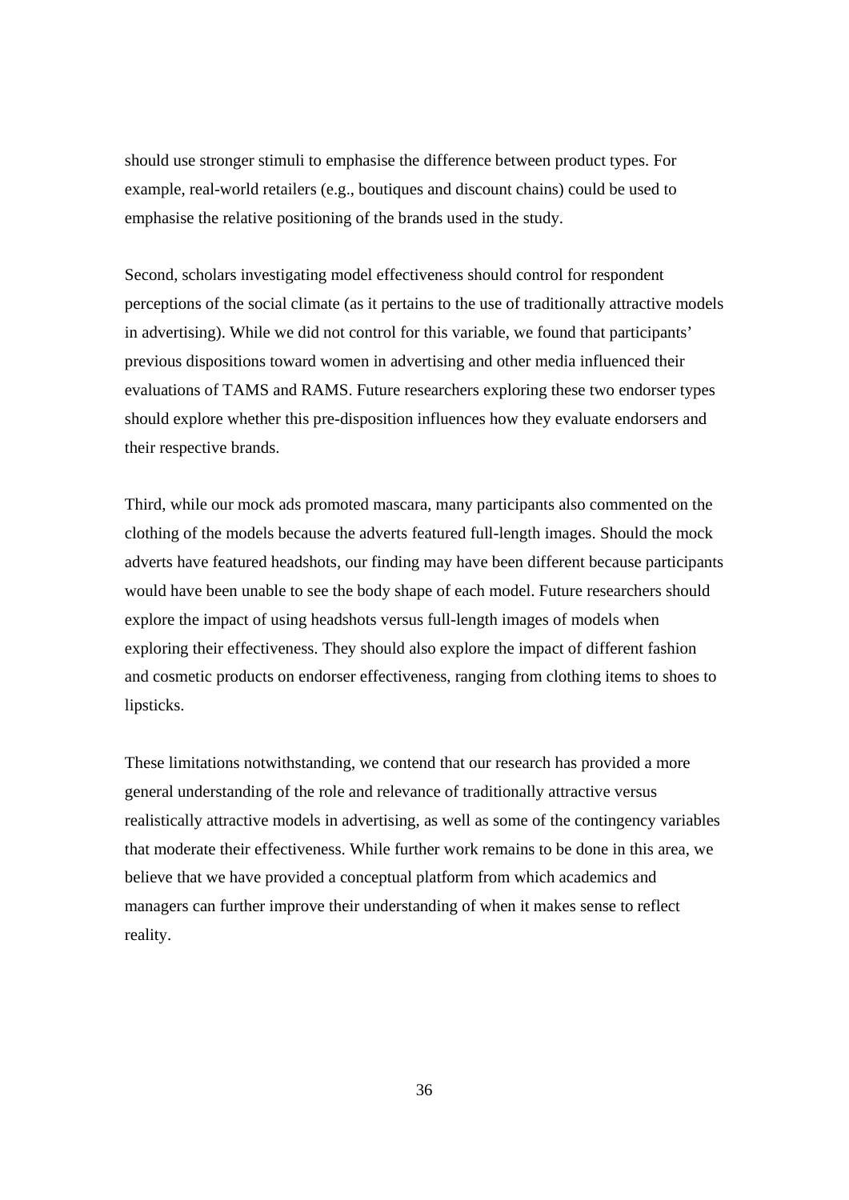should use stronger stimuli to emphasise the difference between product types. For example, real-world retailers (e.g., boutiques and discount chains) could be used to emphasise the relative positioning of the brands used in the study.

Second, scholars investigating model effectiveness should control for respondent perceptions of the social climate (as it pertains to the use of traditionally attractive models in advertising). While we did not control for this variable, we found that participants' previous dispositions toward women in advertising and other media influenced their evaluations of TAMS and RAMS. Future researchers exploring these two endorser types should explore whether this pre-disposition influences how they evaluate endorsers and their respective brands.

Third, while our mock ads promoted mascara, many participants also commented on the clothing of the models because the adverts featured full-length images. Should the mock adverts have featured headshots, our finding may have been different because participants would have been unable to see the body shape of each model. Future researchers should explore the impact of using headshots versus full-length images of models when exploring their effectiveness. They should also explore the impact of different fashion and cosmetic products on endorser effectiveness, ranging from clothing items to shoes to lipsticks.

These limitations notwithstanding, we contend that our research has provided a more general understanding of the role and relevance of traditionally attractive versus realistically attractive models in advertising, as well as some of the contingency variables that moderate their effectiveness. While further work remains to be done in this area, we believe that we have provided a conceptual platform from which academics and managers can further improve their understanding of when it makes sense to reflect reality.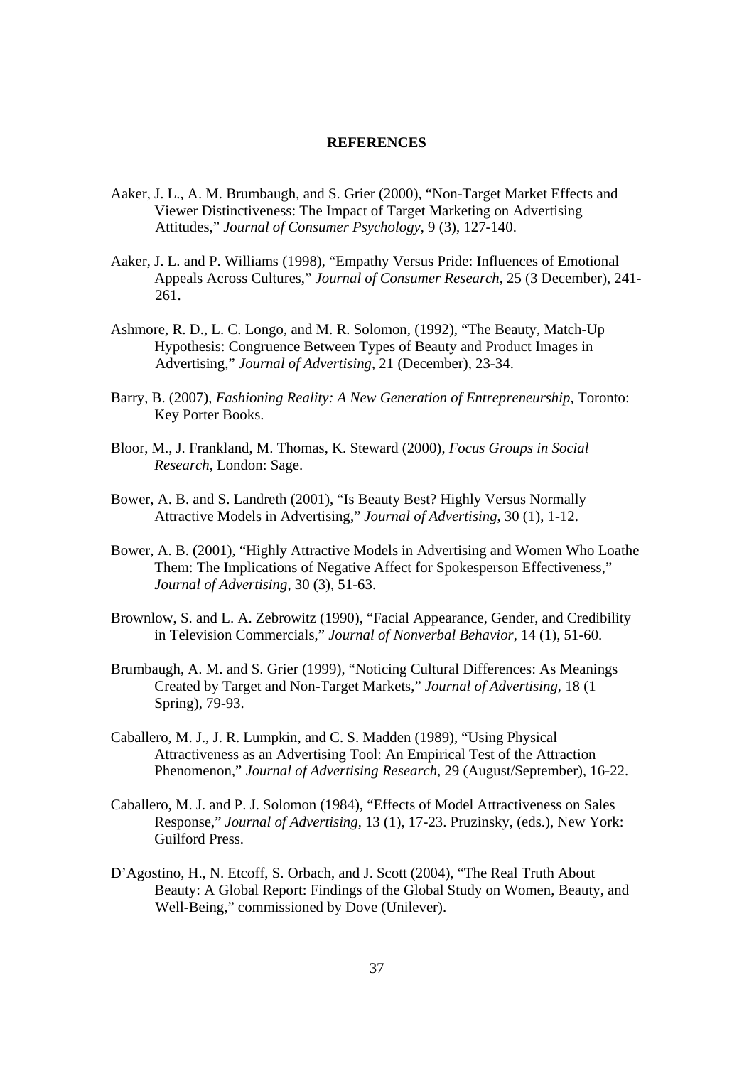## REFERENCES

Aaker, J. L., A. M. Brumbaugh, and S. Grier (2000), "Non-Target Market Effects and Viewer Distinctiveness: The Impact of Target Marketing on Advertising Attitudes," *Journal of Consumer Psychology*, 9 (3), 127-140.

Aaker, J. L. and P. Williams (1998), "Empathy Versus Pride: Influences of Emotional Appeals Across Cultures," *Journal of Consumer Research*, 25 (3 December), 241-261.

Ashmore, R. D., L. C. Longo, and M. R. Solomon, (1992), "The Beauty, Match-Up Hypothesis: Congruence Between Types of Beauty and Product Images in Advertising," *Journal of Advertising*, 21 (December), 23-34.

Barry, B. (2007), *Fashioning Reality: A New Generation of Entrepreneurship*, Toronto: Key Porter Books.

Bloor, M., J. Frankland, M. Thomas, K. Steward (2000), *Focus Groups in Social Research*, London: Sage.

Bower, A. B. and S. Landreth (2001), "Is Beauty Best? Highly Versus Normally Attractive Models in Advertising," *Journal of Advertising*, 30 (1), 1-12.

Bower, A. B. (2001), "Highly Attractive Models in Advertising and Women Who Loathe Them: The Implications of Negative Affect for Spokesperson Effectiveness," *Journal of Advertising*, 30 (3), 51-63.

Brownlow, S. and L. A. Zebrowitz (1990), "Facial Appearance, Gender, and Credibility in Television Commercials," *Journal of Nonverbal Behavior*, 14 (1), 51-60.

Brumbaugh, A. M. and S. Grier (1999), "Noticing Cultural Differences: As Meanings Created by Target and Non-Target Markets," *Journal of Advertising*, 18 (1 Spring), 79-93.

Caballero, M. J., J. R. Lumpkin, and C. S. Madden (1989), "Using Physical Attractiveness as an Advertising Tool: An Empirical Test of the Attraction Phenomenon," *Journal of Advertising Research*, 29 (August/September), 16-22.

Caballero, M. J. and P. J. Solomon (1984), "Effects of Model Attractiveness on Sales Response," *Journal of Advertising*, 13 (1), 17-23. Pruzinsky, (eds.), New York: Guilford Press.

D'Agostino, H., N. Etcoff, S. Orbach, and J. Scott (2004), "The Real Truth About Beauty: A Global Report: Findings of the Global Study on Women, Beauty, and Well-Being," commissioned by Dove (Unilever).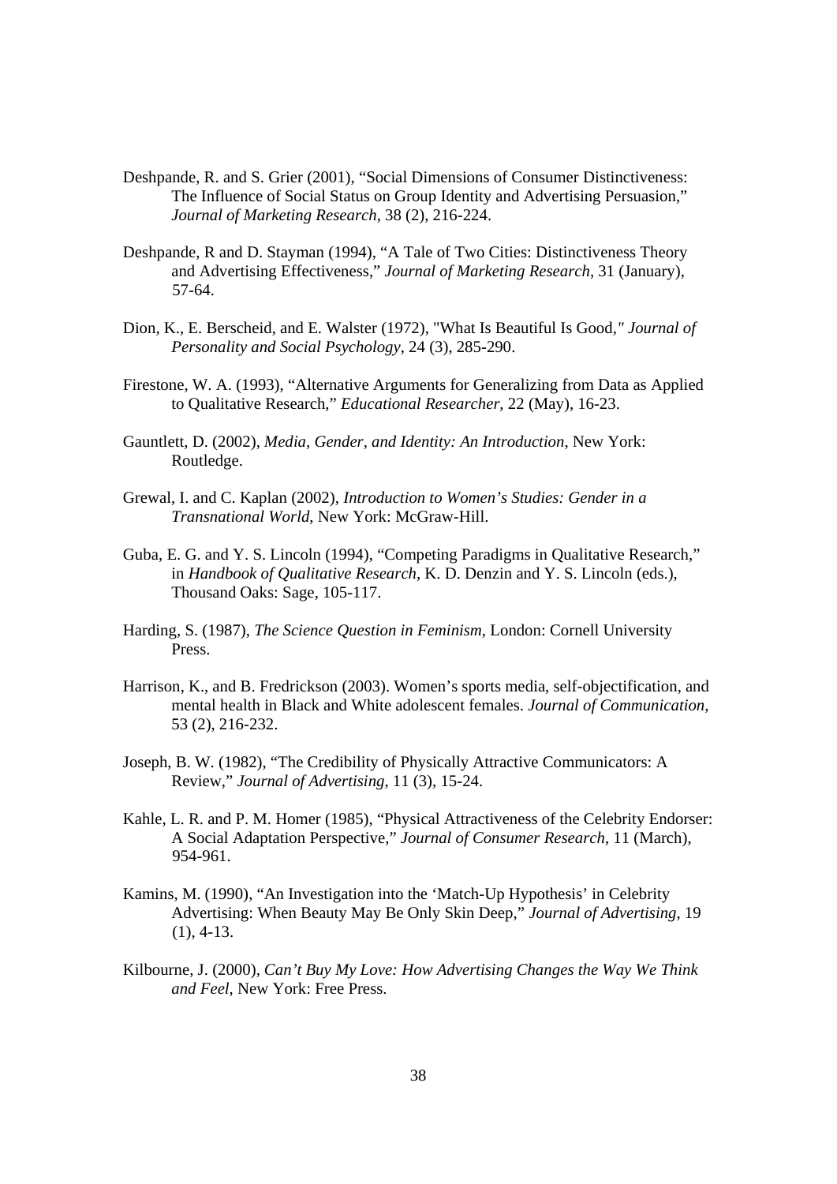Deshpande, R. and S. Grier (2001), "Social Dimensions of Consumer Distinctiveness: The Influence of Social Status on Group Identity and Advertising Persuasion," *Journal of Marketing Research*, 38 (2), 216-224.

Deshpande, R and D. Stayman (1994), "A Tale of Two Cities: Distinctiveness Theory and Advertising Effectiveness," *Journal of Marketing Research*, 31 (January), 57-64.

Dion, K., E. Berscheid, and E. Walster (1972), "What Is Beautiful Is Good," *Journal of Personality and Social Psychology*, 24 (3), 285-290.

Firestone, W. A. (1993), "Alternative Arguments for Generalizing from Data as Applied to Qualitative Research," *Educational Researcher*, 22 (May), 16-23.

Gauntlett, D. (2002), *Media, Gender, and Identity: An Introduction*, New York: Routledge.

Grewal, I. and C. Kaplan (2002), *Introduction to Women's Studies: Gender in a Transnational World*, New York: McGraw-Hill.

Guba, E. G. and Y. S. Lincoln (1994), "Competing Paradigms in Qualitative Research," in *Handbook of Qualitative Research*, K. D. Denzin and Y. S. Lincoln (eds.), Thousand Oaks: Sage, 105-117.

Harding, S. (1987), *The Science Question in Feminism*, London: Cornell University Press.

Harrison, K., and B. Fredrickson (2003). Women's sports media, self-objectification, and mental health in Black and White adolescent females. *Journal of Communication*, 53 (2), 216-232.

Joseph, B. W. (1982), "The Credibility of Physically Attractive Communicators: A Review," *Journal of Advertising*, 11 (3), 15-24.

Kahle, L. R. and P. M. Homer (1985), "Physical Attractiveness of the Celebrity Endorser: A Social Adaptation Perspective," *Journal of Consumer Research*, 11 (March), 954-961.

Kamins, M. (1990), "An Investigation into the 'Match-Up Hypothesis' in Celebrity Advertising: When Beauty May Be Only Skin Deep," *Journal of Advertising*, 19 (1), 4-13.

Kilbourne, J. (2000), *Can't Buy My Love: How Advertising Changes the Way We Think and Feel*, New York: Free Press.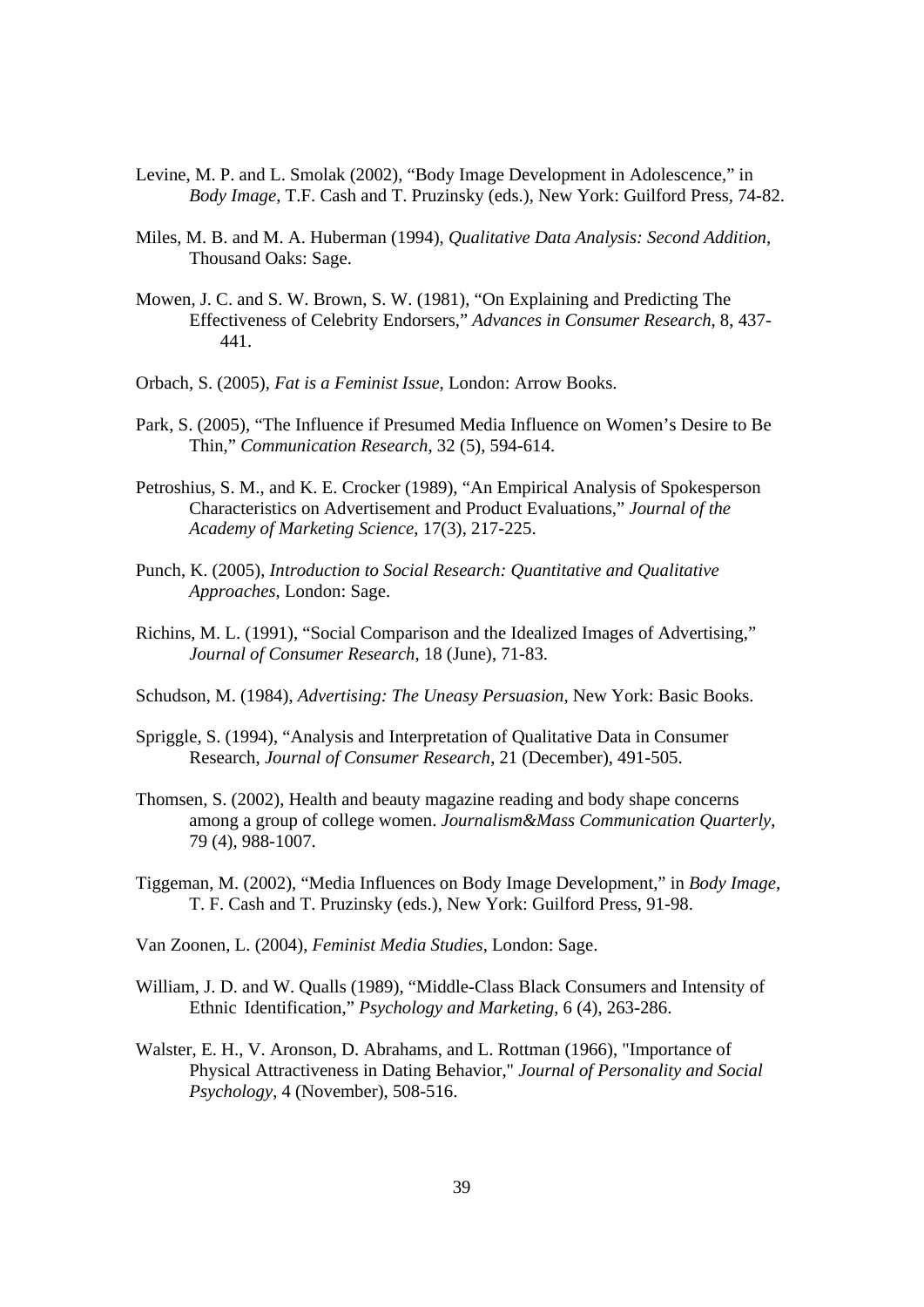Levine, M. P. and L. Smolak (2002), "Body Image Development in Adolescence," in *Body Image*, T.F. Cash and T. Pruzinsky (eds.), New York: Guilford Press, 74-82.

Miles, M. B. and M. A. Huberman (1994), *Qualitative Data Analysis: Second Addition*, Thousand Oaks: Sage.

Mowen, J. C. and S. W. Brown, S. W. (1981), "On Explaining and Predicting The Effectiveness of Celebrity Endorsers," *Advances in Consumer Research*, 8, 437-441.

Orbach, S. (2005), *Fat is a Feminist Issue*, London: Arrow Books.

Park, S. (2005), "The Influence if Presumed Media Influence on Women's Desire to Be Thin," *Communication Research*, 32 (5), 594-614.

Petroshius, S. M., and K. E. Crocker (1989), "An Empirical Analysis of Spokesperson Characteristics on Advertisement and Product Evaluations," *Journal of the Academy of Marketing Science*, 17(3), 217-225.

Punch, K. (2005), *Introduction to Social Research: Quantitative and Qualitative Approaches*, London: Sage.

Richins, M. L. (1991), "Social Comparison and the Idealized Images of Advertising," *Journal of Consumer Research*, 18 (June), 71-83.

Schudson, M. (1984), *Advertising: The Uneasy Persuasion*, New York: Basic Books.

Spriggle, S. (1994), "Analysis and Interpretation of Qualitative Data in Consumer Research, *Journal of Consumer Research*, 21 (December), 491-505.

Thomsen, S. (2002), Health and beauty magazine reading and body shape concerns among a group of college women. *Journalism&Mass Communication Quarterly*, 79 (4), 988-1007.

Tiggeman, M. (2002), "Media Influences on Body Image Development," in *Body Image*, T. F. Cash and T. Pruzinsky (eds.), New York: Guilford Press, 91-98.

Van Zoonen, L. (2004), *Feminist Media Studies*, London: Sage.

William, J. D. and W. Qualls (1989), "Middle-Class Black Consumers and Intensity of Ethnic Identification," *Psychology and Marketing*, 6 (4), 263-286.

Walster, E. H., V. Aronson, D. Abrahams, and L. Rottman (1966), "Importance of Physical Attractiveness in Dating Behavior," *Journal of Personality and Social Psychology*, 4 (November), 508-516.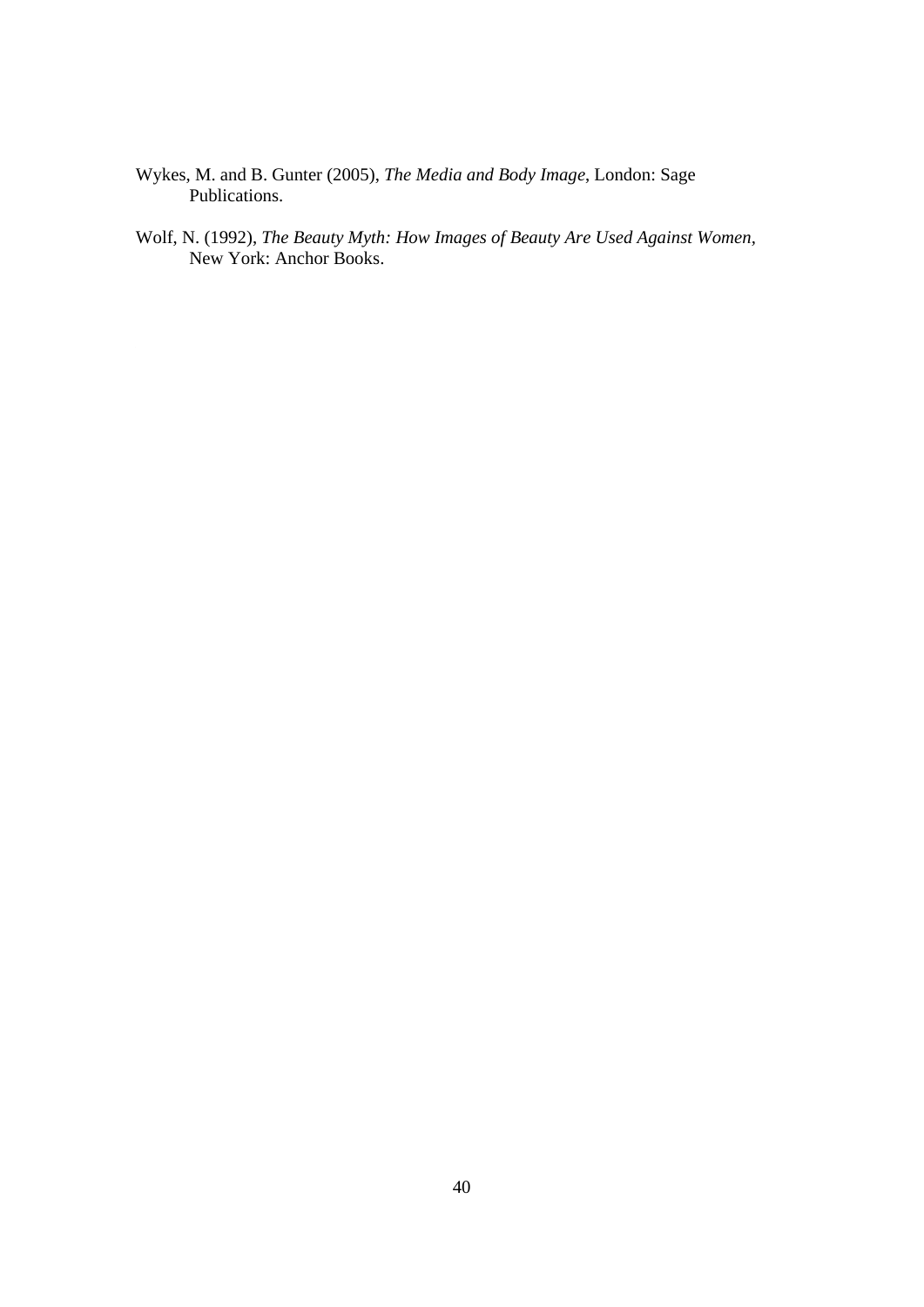Wykes, M. and B. Gunter (2005), *The Media and Body Image*, London: Sage Publications.

Wolf, N. (1992), *The Beauty Myth: How Images of Beauty Are Used Against Women*, New York: Anchor Books.